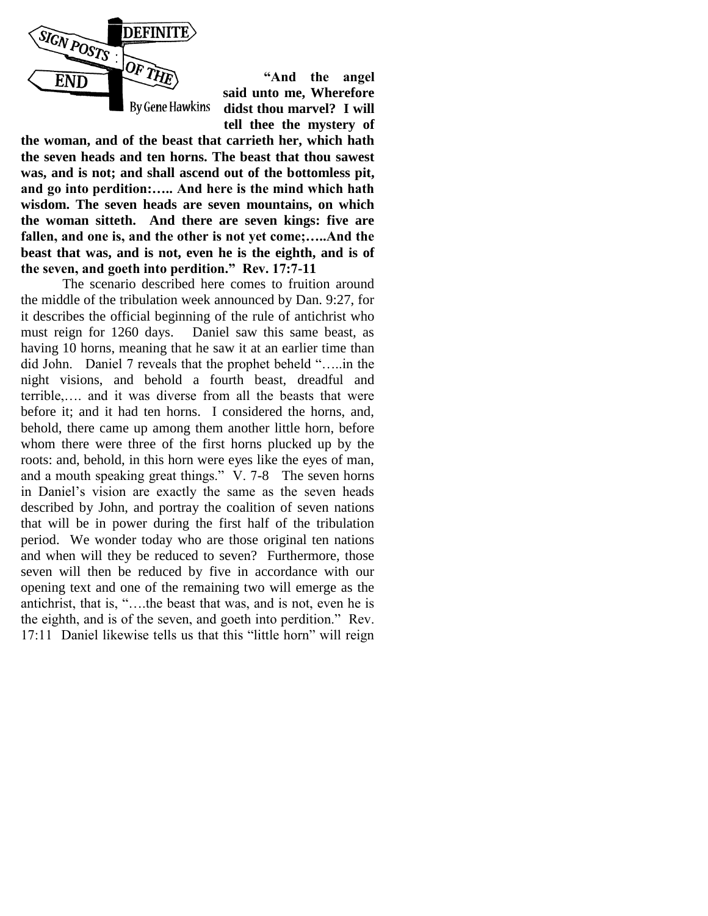# DEFINITE SIGN POSTS OF THE END

By Gene Hawkins

**"And the angel said unto me, Wherefore didst thou marvel? I will tell thee the mystery of the woman, and of the beast that carrieth her, which hath the seven heads and ten horns. The beast that thou sawest was, and is not; and shall ascend out of the bottomless pit, and go into perdition:….. And here is the mind which hath wisdom. The seven heads are seven mountains, on which the woman sitteth. And there are seven kings: five are fallen, and one is, and the other is not yet come;…..And the beast that was, and is not, even he is the eighth, and is of the seven, and goeth into perdition." Rev. 17:7-11**

The scenario described here comes to fruition around the middle of the tribulation week announced by Dan. 9:27, for it describes the official beginning of the rule of antichrist who must reign for 1260 days. Daniel saw this same beast, as having 10 horns, meaning that he saw it at an earlier time than did John. Daniel 7 reveals that the prophet beheld "…..in the night visions, and behold a fourth beast, dreadful and terrible,…. and it was diverse from all the beasts that were before it; and it had ten horns. I considered the horns, and, behold, there came up among them another little horn, before whom there were three of the first horns plucked up by the roots: and, behold, in this horn were eyes like the eyes of man, and a mouth speaking great things." V. 7-8 The seven horns in Daniel's vision are exactly the same as the seven heads described by John, and portray the coalition of seven nations that will be in power during the first half of the tribulation period. We wonder today who are those original ten nations and when will they be reduced to seven? Furthermore, those seven will then be reduced by five in accordance with our opening text and one of the remaining two will emerge as the antichrist, that is, "….the beast that was, and is not, even he is the eighth, and is of the seven, and goeth into perdition." Rev. 17:11 Daniel likewise tells us that this "little horn" will reign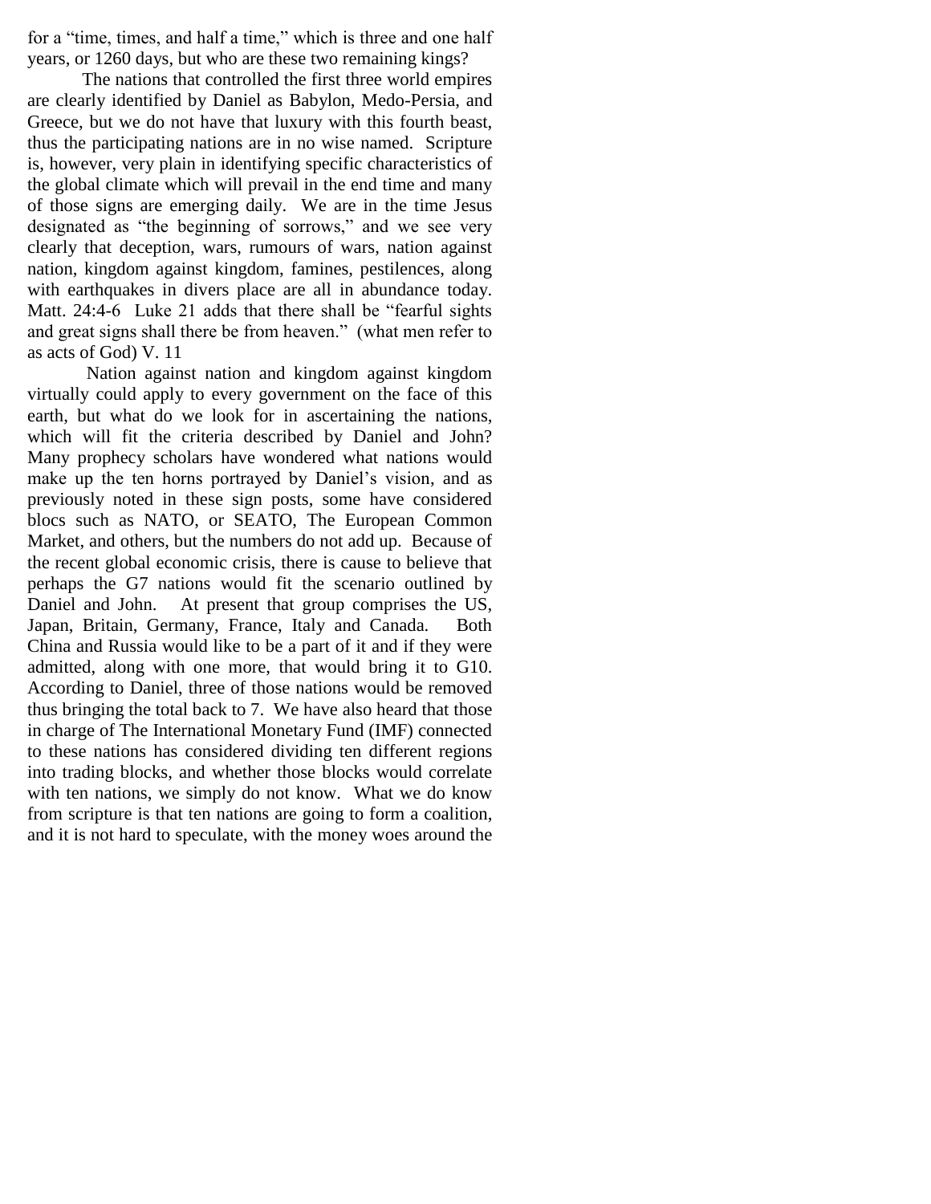for a "time, times, and half a time," which is three and one half years, or 1260 days, but who are these two remaining kings?

The nations that controlled the first three world empires are clearly identified by Daniel as Babylon, Medo-Persia, and Greece, but we do not have that luxury with this fourth beast, thus the participating nations are in no wise named. Scripture is, however, very plain in identifying specific characteristics of the global climate which will prevail in the end time and many of those signs are emerging daily. We are in the time Jesus designated as "the beginning of sorrows," and we see very clearly that deception, wars, rumours of wars, nation against nation, kingdom against kingdom, famines, pestilences, along with earthquakes in divers place are all in abundance today. Matt. 24:4-6 Luke 21 adds that there shall be "fearful sights and great signs shall there be from heaven." (what men refer to as acts of God) V. 11

Nation against nation and kingdom against kingdom virtually could apply to every government on the face of this earth, but what do we look for in ascertaining the nations, which will fit the criteria described by Daniel and John? Many prophecy scholars have wondered what nations would make up the ten horns portrayed by Daniel's vision, and as previously noted in these sign posts, some have considered blocs such as NATO, or SEATO, The European Common Market, and others, but the numbers do not add up. Because of the recent global economic crisis, there is cause to believe that perhaps the G7 nations would fit the scenario outlined by Daniel and John. At present that group comprises the US, Japan, Britain, Germany, France, Italy and Canada. Both China and Russia would like to be a part of it and if they were admitted, along with one more, that would bring it to G10. According to Daniel, three of those nations would be removed thus bringing the total back to 7. We have also heard that those in charge of The International Monetary Fund (IMF) connected to these nations has considered dividing ten different regions into trading blocks, and whether those blocks would correlate with ten nations, we simply do not know. What we do know from scripture is that ten nations are going to form a coalition, and it is not hard to speculate, with the money woes around the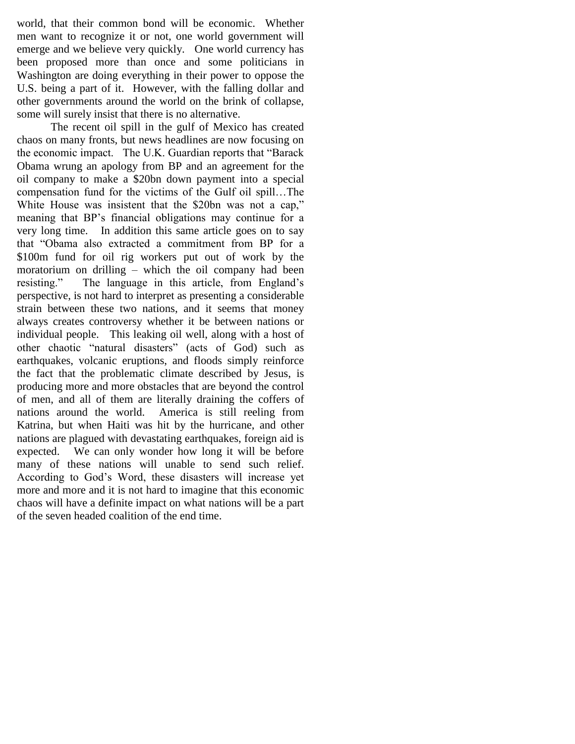world, that their common bond will be economic. Whether men want to recognize it or not, one world government will emerge and we believe very quickly. One world currency has been proposed more than once and some politicians in Washington are doing everything in their power to oppose the U.S. being a part of it. However, with the falling dollar and other governments around the world on the brink of collapse, some will surely insist that there is no alternative.

The recent oil spill in the gulf of Mexico has created chaos on many fronts, but news headlines are now focusing on the economic impact. The U.K. Guardian reports that "Barack Obama wrung an apology from BP and an agreement for the oil company to make a $20bn down payment into a special compensation fund for the victims of the Gulf oil spill…The White House was insistent that the $20bn was not a cap," meaning that BP's financial obligations may continue for a very long time. In addition this same article goes on to say that "Obama also extracted a commitment from BP for a $100m fund for oil rig workers put out of work by the moratorium on drilling – which the oil company had been resisting." The language in this article, from England's perspective, is not hard to interpret as presenting a considerable strain between these two nations, and it seems that money always creates controversy whether it be between nations or individual people. This leaking oil well, along with a host of other chaotic "natural disasters" (acts of God) such as earthquakes, volcanic eruptions, and floods simply reinforce the fact that the problematic climate described by Jesus, is producing more and more obstacles that are beyond the control of men, and all of them are literally draining the coffers of nations around the world. America is still reeling from Katrina, but when Haiti was hit by the hurricane, and other nations are plagued with devastating earthquakes, foreign aid is expected. We can only wonder how long it will be before many of these nations will unable to send such relief. According to God's Word, these disasters will increase yet more and more and it is not hard to imagine that this economic chaos will have a definite impact on what nations will be a part of the seven headed coalition of the end time.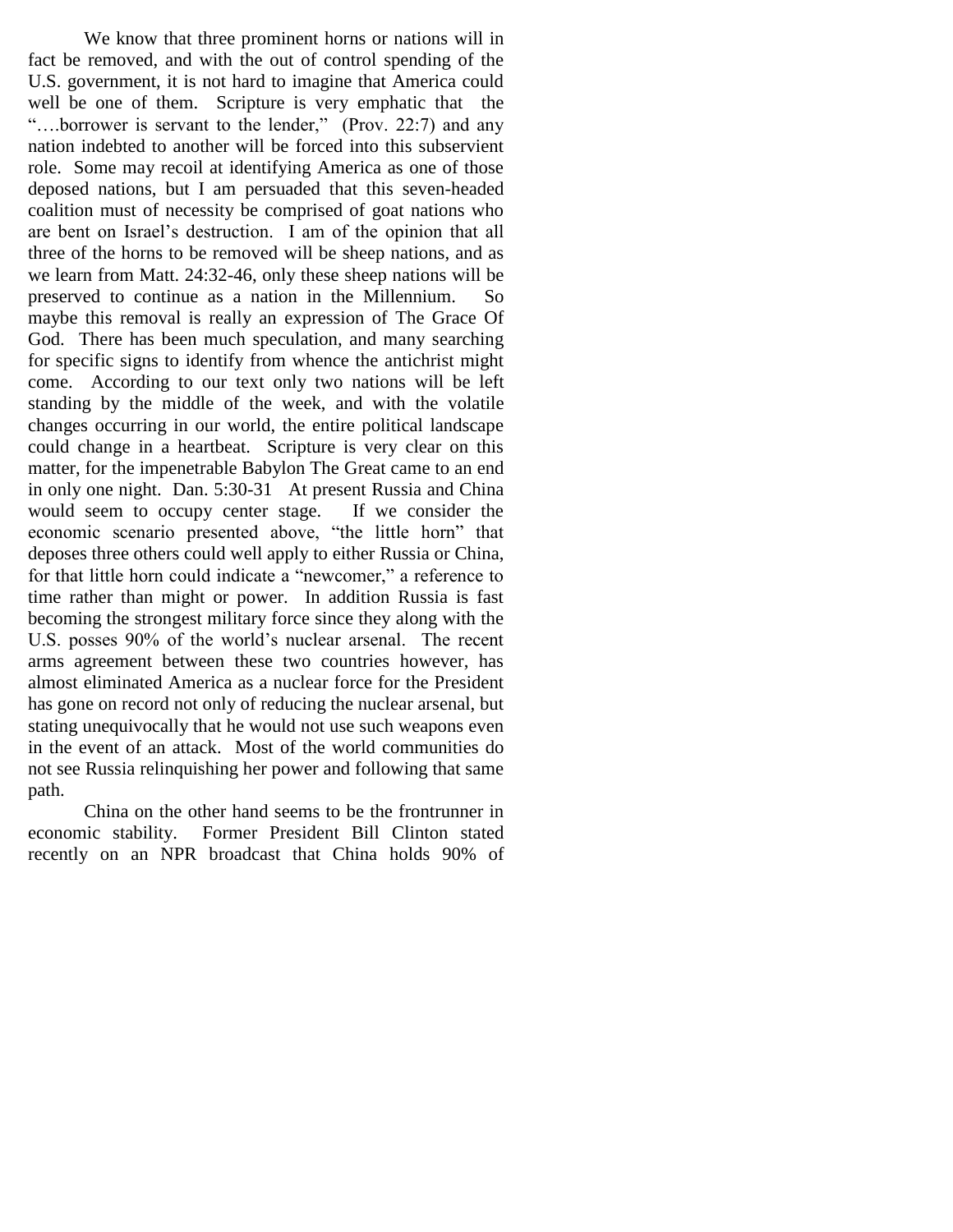We know that three prominent horns or nations will in fact be removed, and with the out of control spending of the U.S. government, it is not hard to imagine that America could well be one of them. Scripture is very emphatic that the "….borrower is servant to the lender," (Prov. 22:7) and any nation indebted to another will be forced into this subservient role. Some may recoil at identifying America as one of those deposed nations, but I am persuaded that this seven-headed coalition must of necessity be comprised of goat nations who are bent on Israel's destruction. I am of the opinion that all three of the horns to be removed will be sheep nations, and as we learn from Matt. 24:32-46, only these sheep nations will be preserved to continue as a nation in the Millennium. So maybe this removal is really an expression of The Grace Of God. There has been much speculation, and many searching for specific signs to identify from whence the antichrist might come. According to our text only two nations will be left standing by the middle of the week, and with the volatile changes occurring in our world, the entire political landscape could change in a heartbeat. Scripture is very clear on this matter, for the impenetrable Babylon The Great came to an end in only one night. Dan. 5:30-31 At present Russia and China would seem to occupy center stage. If we consider the economic scenario presented above, "the little horn" that deposes three others could well apply to either Russia or China, for that little horn could indicate a "newcomer," a reference to time rather than might or power. In addition Russia is fast becoming the strongest military force since they along with the U.S. posses 90% of the world's nuclear arsenal. The recent arms agreement between these two countries however, has almost eliminated America as a nuclear force for the President has gone on record not only of reducing the nuclear arsenal, but stating unequivocally that he would not use such weapons even in the event of an attack. Most of the world communities do not see Russia relinquishing her power and following that same path.

China on the other hand seems to be the frontrunner in economic stability. Former President Bill Clinton stated recently on an NPR broadcast that China holds 90% of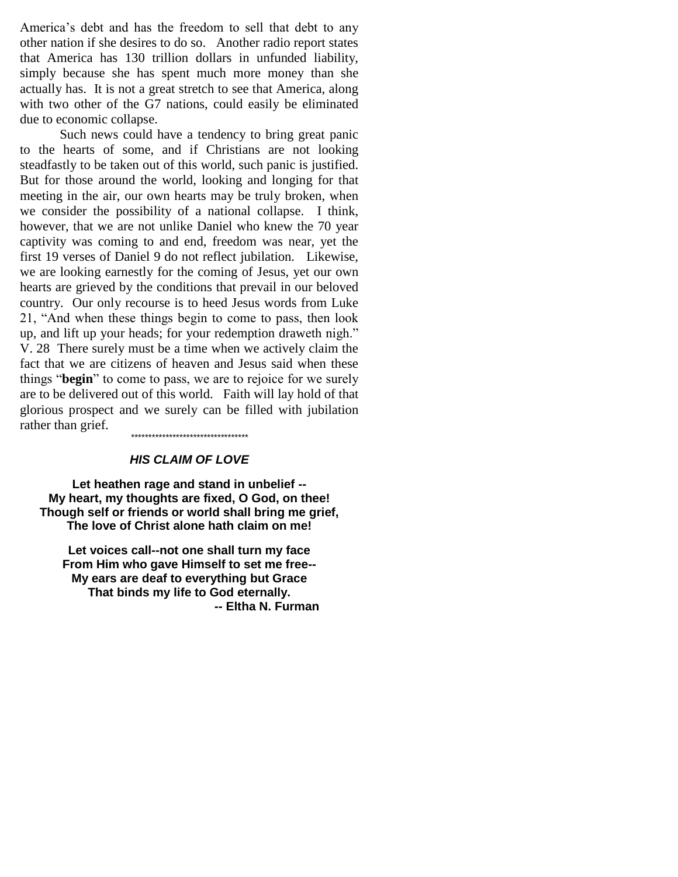America's debt and has the freedom to sell that debt to any other nation if she desires to do so. Another radio report states that America has 130 trillion dollars in unfunded liability, simply because she has spent much more money than she actually has. It is not a great stretch to see that America, along with two other of the G7 nations, could easily be eliminated due to economic collapse.

Such news could have a tendency to bring great panic to the hearts of some, and if Christians are not looking steadfastly to be taken out of this world, such panic is justified. But for those around the world, looking and longing for that meeting in the air, our own hearts may be truly broken, when we consider the possibility of a national collapse. I think, however, that we are not unlike Daniel who knew the 70 year captivity was coming to and end, freedom was near, yet the first 19 verses of Daniel 9 do not reflect jubilation. Likewise, we are looking earnestly for the coming of Jesus, yet our own hearts are grieved by the conditions that prevail in our beloved country. Our only recourse is to heed Jesus words from Luke 21, "And when these things begin to come to pass, then look up, and lift up your heads; for your redemption draweth nigh." V. 28 There surely must be a time when we actively claim the fact that we are citizens of heaven and Jesus said when these things "**begin**" to come to pass, we are to rejoice for we surely are to be delivered out of this world. Faith will lay hold of that glorious prospect and we surely can be filled with jubilation rather than grief.

*********************************

### *HIS CLAIM OF LOVE*

**Let heathen rage and stand in unbelief --**
**My heart, my thoughts are fixed, O God, on thee!**
**Though self or friends or world shall bring me grief,**
**The love of Christ alone hath claim on me!**

**Let voices call--not one shall turn my face**
**From Him who gave Himself to set me free--**
**My ears are deaf to everything but Grace**
**That binds my life to God eternally.**

**-- Eltha N. Furman**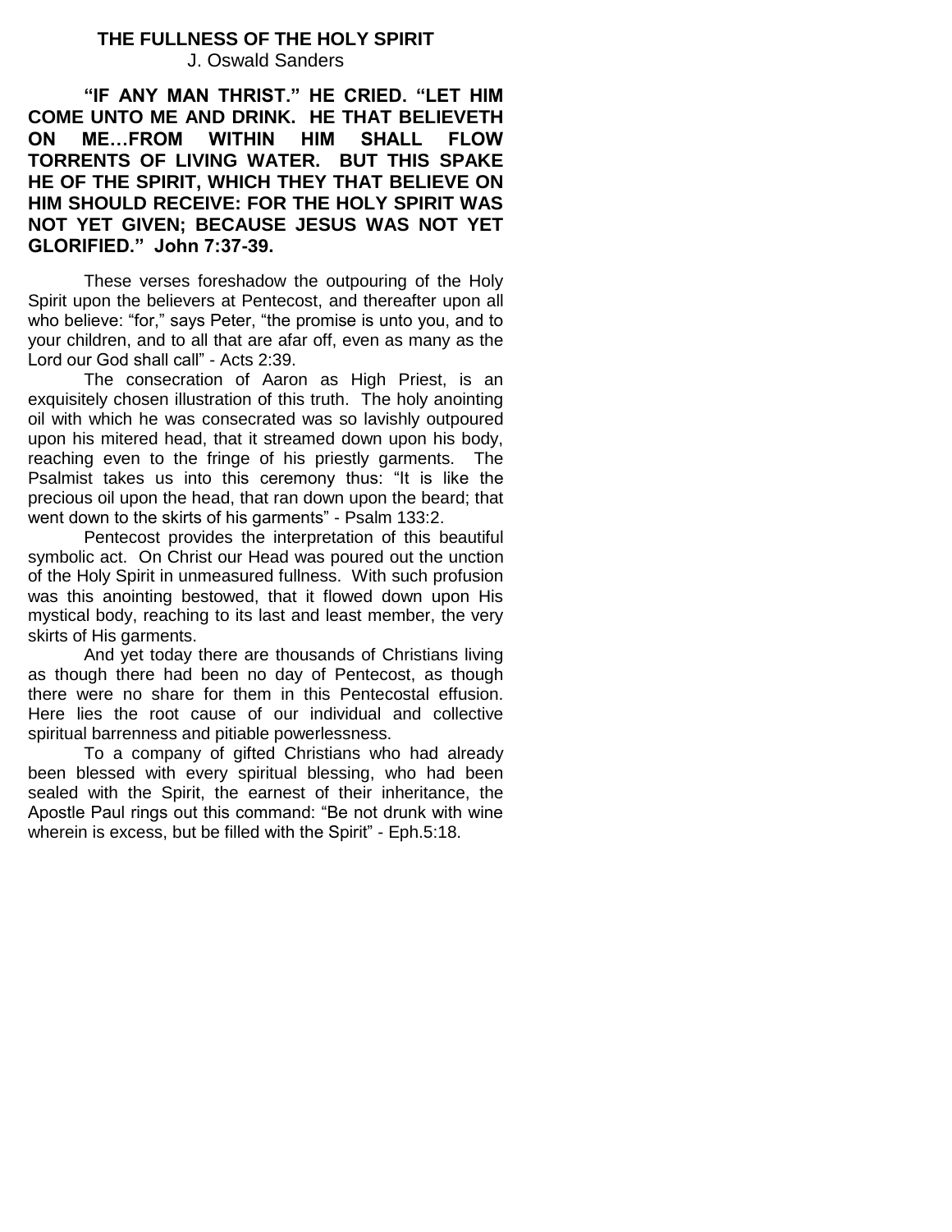## THE FULLNESS OF THE HOLY SPIRIT

J. Oswald Sanders

**"IF ANY MAN THRIST." HE CRIED. "LET HIM COME UNTO ME AND DRINK. HE THAT BELIEVETH ON ME…FROM WITHIN HIM SHALL FLOW TORRENTS OF LIVING WATER. BUT THIS SPAKE HE OF THE SPIRIT, WHICH THEY THAT BELIEVE ON HIM SHOULD RECEIVE: FOR THE HOLY SPIRIT WAS NOT YET GIVEN; BECAUSE JESUS WAS NOT YET GLORIFIED." John 7:37-39.**

These verses foreshadow the outpouring of the Holy Spirit upon the believers at Pentecost, and thereafter upon all who believe: "for," says Peter, "the promise is unto you, and to your children, and to all that are afar off, even as many as the Lord our God shall call" - Acts 2:39.

The consecration of Aaron as High Priest, is an exquisitely chosen illustration of this truth. The holy anointing oil with which he was consecrated was so lavishly outpoured upon his mitered head, that it streamed down upon his body, reaching even to the fringe of his priestly garments. The Psalmist takes us into this ceremony thus: "It is like the precious oil upon the head, that ran down upon the beard; that went down to the skirts of his garments" - Psalm 133:2.

Pentecost provides the interpretation of this beautiful symbolic act. On Christ our Head was poured out the unction of the Holy Spirit in unmeasured fullness. With such profusion was this anointing bestowed, that it flowed down upon His mystical body, reaching to its last and least member, the very skirts of His garments.

And yet today there are thousands of Christians living as though there had been no day of Pentecost, as though there were no share for them in this Pentecostal effusion. Here lies the root cause of our individual and collective spiritual barrenness and pitiable powerlessness.

To a company of gifted Christians who had already been blessed with every spiritual blessing, who had been sealed with the Spirit, the earnest of their inheritance, the Apostle Paul rings out this command: "Be not drunk with wine wherein is excess, but be filled with the Spirit" - Eph.5:18.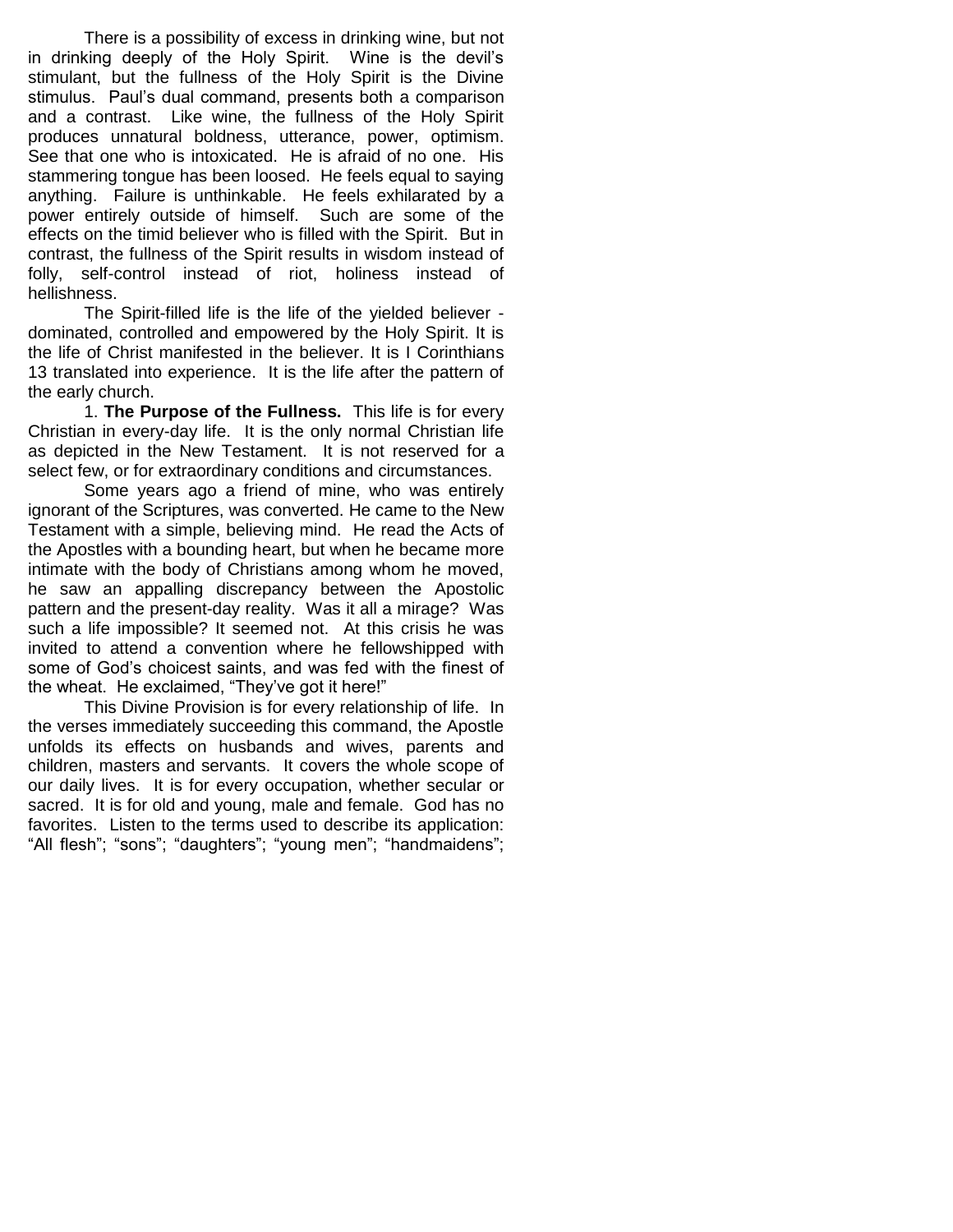There is a possibility of excess in drinking wine, but not in drinking deeply of the Holy Spirit. Wine is the devil's stimulant, but the fullness of the Holy Spirit is the Divine stimulus. Paul's dual command, presents both a comparison and a contrast. Like wine, the fullness of the Holy Spirit produces unnatural boldness, utterance, power, optimism. See that one who is intoxicated. He is afraid of no one. His stammering tongue has been loosed. He feels equal to saying anything. Failure is unthinkable. He feels exhilarated by a power entirely outside of himself. Such are some of the effects on the timid believer who is filled with the Spirit. But in contrast, the fullness of the Spirit results in wisdom instead of folly, self-control instead of riot, holiness instead of hellishness.

The Spirit-filled life is the life of the yielded believer - dominated, controlled and empowered by the Holy Spirit. It is the life of Christ manifested in the believer. It is I Corinthians 13 translated into experience. It is the life after the pattern of the early church.

1. **The Purpose of the Fullness.** This life is for every Christian in every-day life. It is the only normal Christian life as depicted in the New Testament. It is not reserved for a select few, or for extraordinary conditions and circumstances.

Some years ago a friend of mine, who was entirely ignorant of the Scriptures, was converted. He came to the New Testament with a simple, believing mind. He read the Acts of the Apostles with a bounding heart, but when he became more intimate with the body of Christians among whom he moved, he saw an appalling discrepancy between the Apostolic pattern and the present-day reality. Was it all a mirage? Was such a life impossible? It seemed not. At this crisis he was invited to attend a convention where he fellowshipped with some of God's choicest saints, and was fed with the finest of the wheat. He exclaimed, "They've got it here!"

This Divine Provision is for every relationship of life. In the verses immediately succeeding this command, the Apostle unfolds its effects on husbands and wives, parents and children, masters and servants. It covers the whole scope of our daily lives. It is for every occupation, whether secular or sacred. It is for old and young, male and female. God has no favorites. Listen to the terms used to describe its application: "All flesh"; "sons"; "daughters"; "young men"; "handmaidens";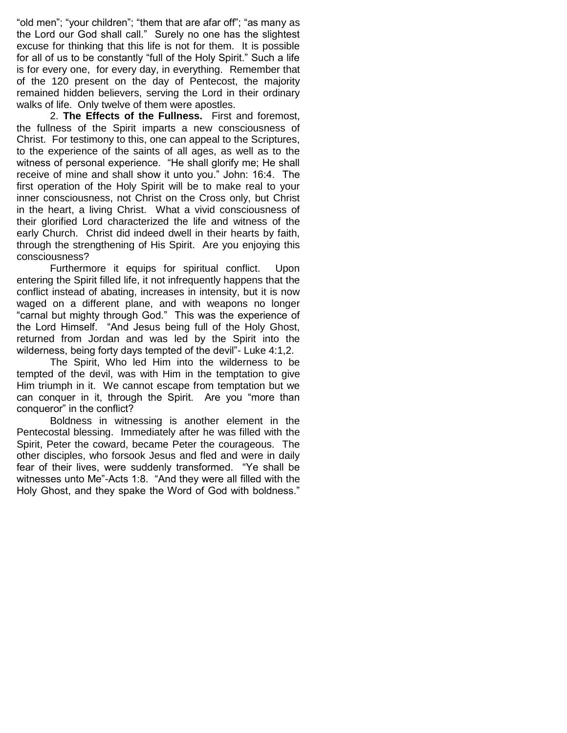“old men”; “your children”; “them that are afar off”; “as many as the Lord our God shall call.” Surely no one has the slightest excuse for thinking that this life is not for them. It is possible for all of us to be constantly “full of the Holy Spirit.” Such a life is for every one, for every day, in everything. Remember that of the 120 present on the day of Pentecost, the majority remained hidden believers, serving the Lord in their ordinary walks of life. Only twelve of them were apostles.

2. **The Effects of the Fullness.** First and foremost, the fullness of the Spirit imparts a new consciousness of Christ. For testimony to this, one can appeal to the Scriptures, to the experience of the saints of all ages, as well as to the witness of personal experience. “He shall glorify me; He shall receive of mine and shall show it unto you.” John: 16:4. The first operation of the Holy Spirit will be to make real to your inner consciousness, not Christ on the Cross only, but Christ in the heart, a living Christ. What a vivid consciousness of their glorified Lord characterized the life and witness of the early Church. Christ did indeed dwell in their hearts by faith, through the strengthening of His Spirit. Are you enjoying this consciousness?

Furthermore it equips for spiritual conflict. Upon entering the Spirit filled life, it not infrequently happens that the conflict instead of abating, increases in intensity, but it is now waged on a different plane, and with weapons no longer “carnal but mighty through God.” This was the experience of the Lord Himself. “And Jesus being full of the Holy Ghost, returned from Jordan and was led by the Spirit into the wilderness, being forty days tempted of the devil”- Luke 4:1,2.

The Spirit, Who led Him into the wilderness to be tempted of the devil, was with Him in the temptation to give Him triumph in it. We cannot escape from temptation but we can conquer in it, through the Spirit. Are you “more than conqueror” in the conflict?

Boldness in witnessing is another element in the Pentecostal blessing. Immediately after he was filled with the Spirit, Peter the coward, became Peter the courageous. The other disciples, who forsook Jesus and fled and were in daily fear of their lives, were suddenly transformed. “Ye shall be witnesses unto Me”-Acts 1:8. “And they were all filled with the Holy Ghost, and they spake the Word of God with boldness.”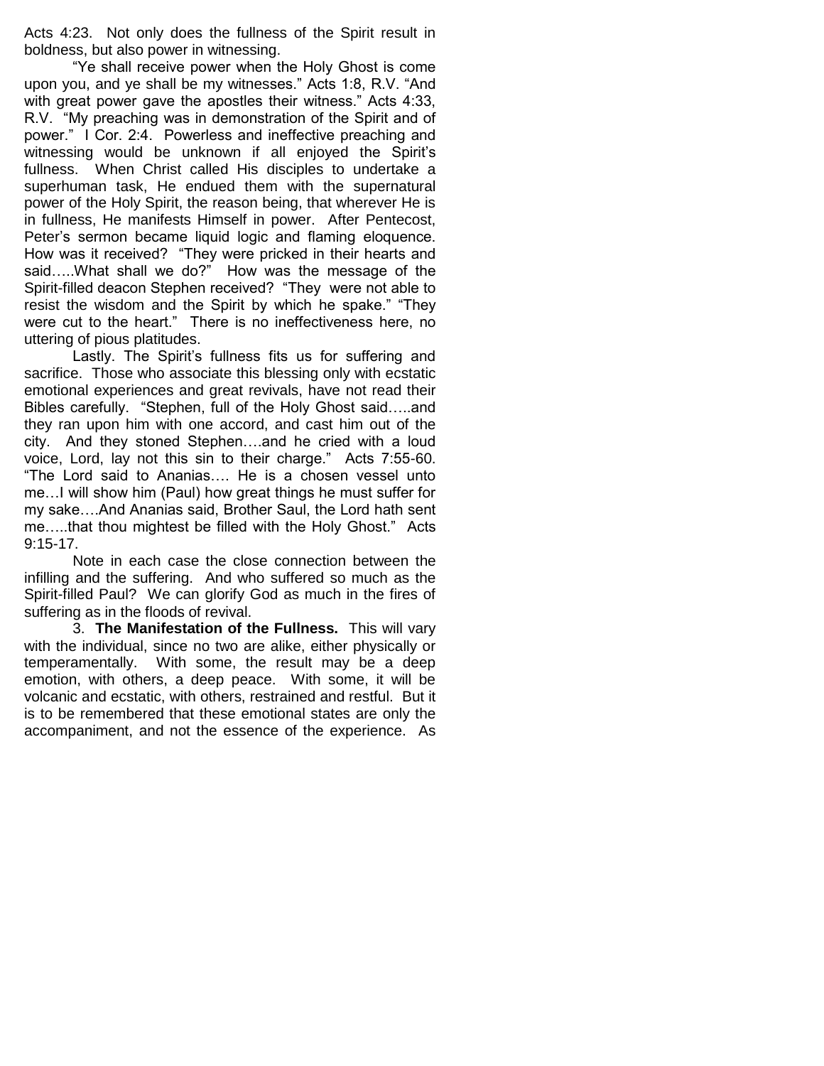Acts 4:23. Not only does the fullness of the Spirit result in boldness, but also power in witnessing.

"Ye shall receive power when the Holy Ghost is come upon you, and ye shall be my witnesses." Acts 1:8, R.V. "And with great power gave the apostles their witness." Acts 4:33, R.V. "My preaching was in demonstration of the Spirit and of power." I Cor. 2:4. Powerless and ineffective preaching and witnessing would be unknown if all enjoyed the Spirit's fullness. When Christ called His disciples to undertake a superhuman task, He endued them with the supernatural power of the Holy Spirit, the reason being, that wherever He is in fullness, He manifests Himself in power. After Pentecost, Peter's sermon became liquid logic and flaming eloquence. How was it received? "They were pricked in their hearts and said…..What shall we do?" How was the message of the Spirit-filled deacon Stephen received? "They were not able to resist the wisdom and the Spirit by which he spake." "They were cut to the heart." There is no ineffectiveness here, no uttering of pious platitudes.

Lastly. The Spirit's fullness fits us for suffering and sacrifice. Those who associate this blessing only with ecstatic emotional experiences and great revivals, have not read their Bibles carefully. "Stephen, full of the Holy Ghost said…..and they ran upon him with one accord, and cast him out of the city. And they stoned Stephen….and he cried with a loud voice, Lord, lay not this sin to their charge." Acts 7:55-60. "The Lord said to Ananias…. He is a chosen vessel unto me…I will show him (Paul) how great things he must suffer for my sake….And Ananias said, Brother Saul, the Lord hath sent me…..that thou mightest be filled with the Holy Ghost." Acts 9:15-17.

Note in each case the close connection between the infilling and the suffering. And who suffered so much as the Spirit-filled Paul? We can glorify God as much in the fires of suffering as in the floods of revival.

3. **The Manifestation of the Fullness.** This will vary with the individual, since no two are alike, either physically or temperamentally. With some, the result may be a deep emotion, with others, a deep peace. With some, it will be volcanic and ecstatic, with others, restrained and restful. But it is to be remembered that these emotional states are only the accompaniment, and not the essence of the experience. As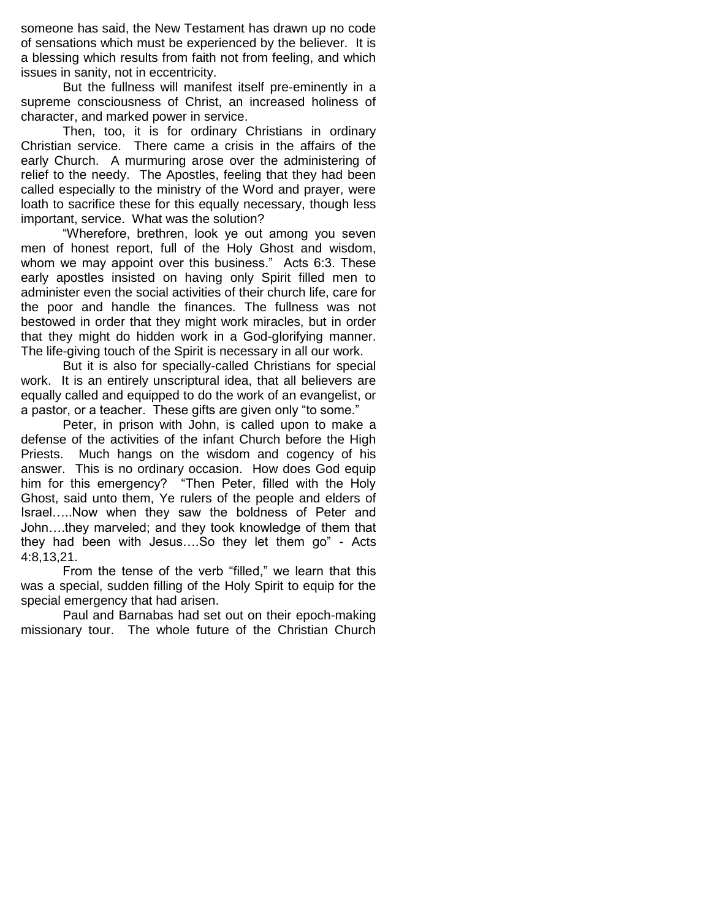someone has said, the New Testament has drawn up no code of sensations which must be experienced by the believer. It is a blessing which results from faith not from feeling, and which issues in sanity, not in eccentricity.

But the fullness will manifest itself pre-eminently in a supreme consciousness of Christ, an increased holiness of character, and marked power in service.

Then, too, it is for ordinary Christians in ordinary Christian service. There came a crisis in the affairs of the early Church. A murmuring arose over the administering of relief to the needy. The Apostles, feeling that they had been called especially to the ministry of the Word and prayer, were loath to sacrifice these for this equally necessary, though less important, service. What was the solution?

"Wherefore, brethren, look ye out among you seven men of honest report, full of the Holy Ghost and wisdom, whom we may appoint over this business." Acts 6:3. These early apostles insisted on having only Spirit filled men to administer even the social activities of their church life, care for the poor and handle the finances. The fullness was not bestowed in order that they might work miracles, but in order that they might do hidden work in a God-glorifying manner. The life-giving touch of the Spirit is necessary in all our work.

But it is also for specially-called Christians for special work. It is an entirely unscriptural idea, that all believers are equally called and equipped to do the work of an evangelist, or a pastor, or a teacher. These gifts are given only "to some."

Peter, in prison with John, is called upon to make a defense of the activities of the infant Church before the High Priests. Much hangs on the wisdom and cogency of his answer. This is no ordinary occasion. How does God equip him for this emergency? "Then Peter, filled with the Holy Ghost, said unto them, Ye rulers of the people and elders of Israel.....Now when they saw the boldness of Peter and John....they marveled; and they took knowledge of them that they had been with Jesus....So they let them go" - Acts 4:8,13,21.

From the tense of the verb "filled," we learn that this was a special, sudden filling of the Holy Spirit to equip for the special emergency that had arisen.

Paul and Barnabas had set out on their epoch-making missionary tour. The whole future of the Christian Church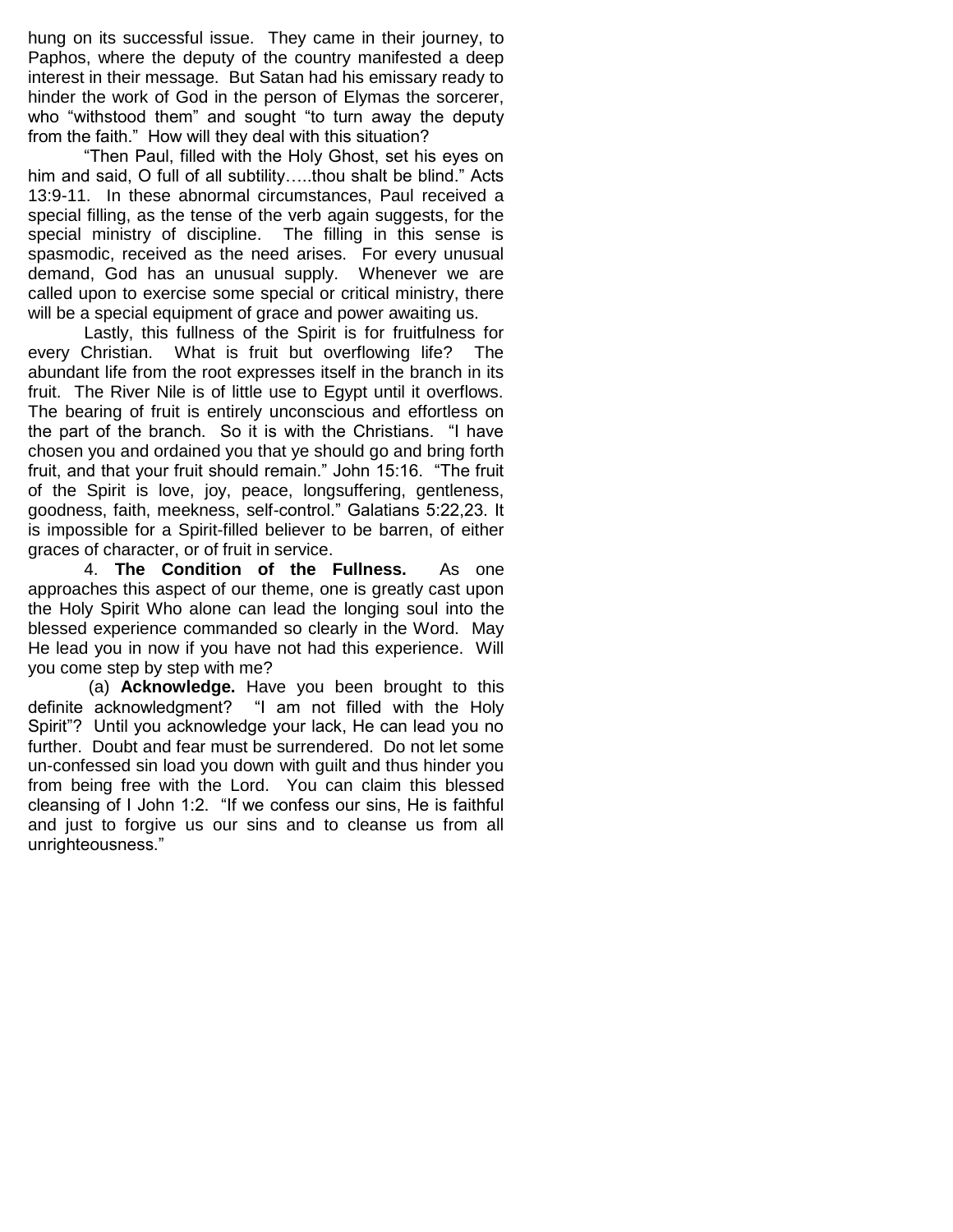hung on its successful issue. They came in their journey, to Paphos, where the deputy of the country manifested a deep interest in their message. But Satan had his emissary ready to hinder the work of God in the person of Elymas the sorcerer, who "withstood them" and sought "to turn away the deputy from the faith." How will they deal with this situation?

"Then Paul, filled with the Holy Ghost, set his eyes on him and said, O full of all subtility…..thou shalt be blind." Acts 13:9-11. In these abnormal circumstances, Paul received a special filling, as the tense of the verb again suggests, for the special ministry of discipline. The filling in this sense is spasmodic, received as the need arises. For every unusual demand, God has an unusual supply. Whenever we are called upon to exercise some special or critical ministry, there will be a special equipment of grace and power awaiting us.

Lastly, this fullness of the Spirit is for fruitfulness for every Christian. What is fruit but overflowing life? The abundant life from the root expresses itself in the branch in its fruit. The River Nile is of little use to Egypt until it overflows. The bearing of fruit is entirely unconscious and effortless on the part of the branch. So it is with the Christians. "I have chosen you and ordained you that ye should go and bring forth fruit, and that your fruit should remain." John 15:16. "The fruit of the Spirit is love, joy, peace, longsuffering, gentleness, goodness, faith, meekness, self-control." Galatians 5:22,23. It is impossible for a Spirit-filled believer to be barren, of either graces of character, or of fruit in service.

4. **The Condition of the Fullness.** As one approaches this aspect of our theme, one is greatly cast upon the Holy Spirit Who alone can lead the longing soul into the blessed experience commanded so clearly in the Word. May He lead you in now if you have not had this experience. Will you come step by step with me?

(a) **Acknowledge.** Have you been brought to this definite acknowledgment? "I am not filled with the Holy Spirit"? Until you acknowledge your lack, He can lead you no further. Doubt and fear must be surrendered. Do not let some un-confessed sin load you down with guilt and thus hinder you from being free with the Lord. You can claim this blessed cleansing of I John 1:2. "If we confess our sins, He is faithful and just to forgive us our sins and to cleanse us from all unrighteousness."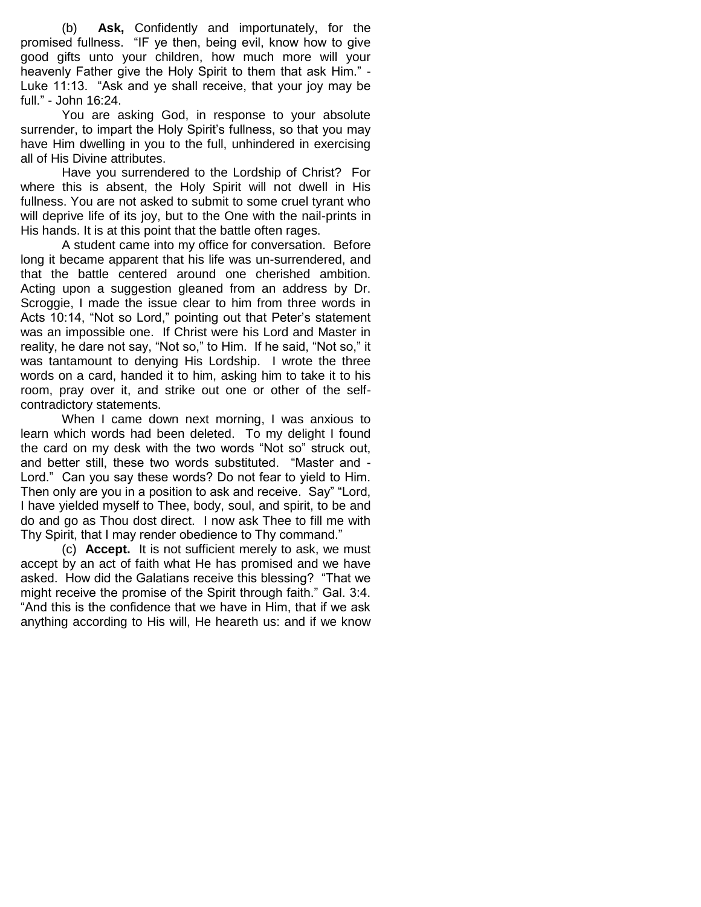(b) **Ask,** Confidently and importunately, for the promised fullness. "IF ye then, being evil, know how to give good gifts unto your children, how much more will your heavenly Father give the Holy Spirit to them that ask Him." - Luke 11:13. "Ask and ye shall receive, that your joy may be full." - John 16:24.

You are asking God, in response to your absolute surrender, to impart the Holy Spirit's fullness, so that you may have Him dwelling in you to the full, unhindered in exercising all of His Divine attributes.

Have you surrendered to the Lordship of Christ? For where this is absent, the Holy Spirit will not dwell in His fullness. You are not asked to submit to some cruel tyrant who will deprive life of its joy, but to the One with the nail-prints in His hands. It is at this point that the battle often rages.

A student came into my office for conversation. Before long it became apparent that his life was un-surrendered, and that the battle centered around one cherished ambition. Acting upon a suggestion gleaned from an address by Dr. Scroggie, I made the issue clear to him from three words in Acts 10:14, "Not so Lord," pointing out that Peter's statement was an impossible one. If Christ were his Lord and Master in reality, he dare not say, "Not so," to Him. If he said, "Not so," it was tantamount to denying His Lordship. I wrote the three words on a card, handed it to him, asking him to take it to his room, pray over it, and strike out one or other of the self-contradictory statements.

When I came down next morning, I was anxious to learn which words had been deleted. To my delight I found the card on my desk with the two words "Not so" struck out, and better still, these two words substituted. "Master and - Lord." Can you say these words? Do not fear to yield to Him. Then only are you in a position to ask and receive. Say" "Lord, I have yielded myself to Thee, body, soul, and spirit, to be and do and go as Thou dost direct. I now ask Thee to fill me with Thy Spirit, that I may render obedience to Thy command."

(c) **Accept.** It is not sufficient merely to ask, we must accept by an act of faith what He has promised and we have asked. How did the Galatians receive this blessing? "That we might receive the promise of the Spirit through faith." Gal. 3:4. "And this is the confidence that we have in Him, that if we ask anything according to His will, He heareth us: and if we know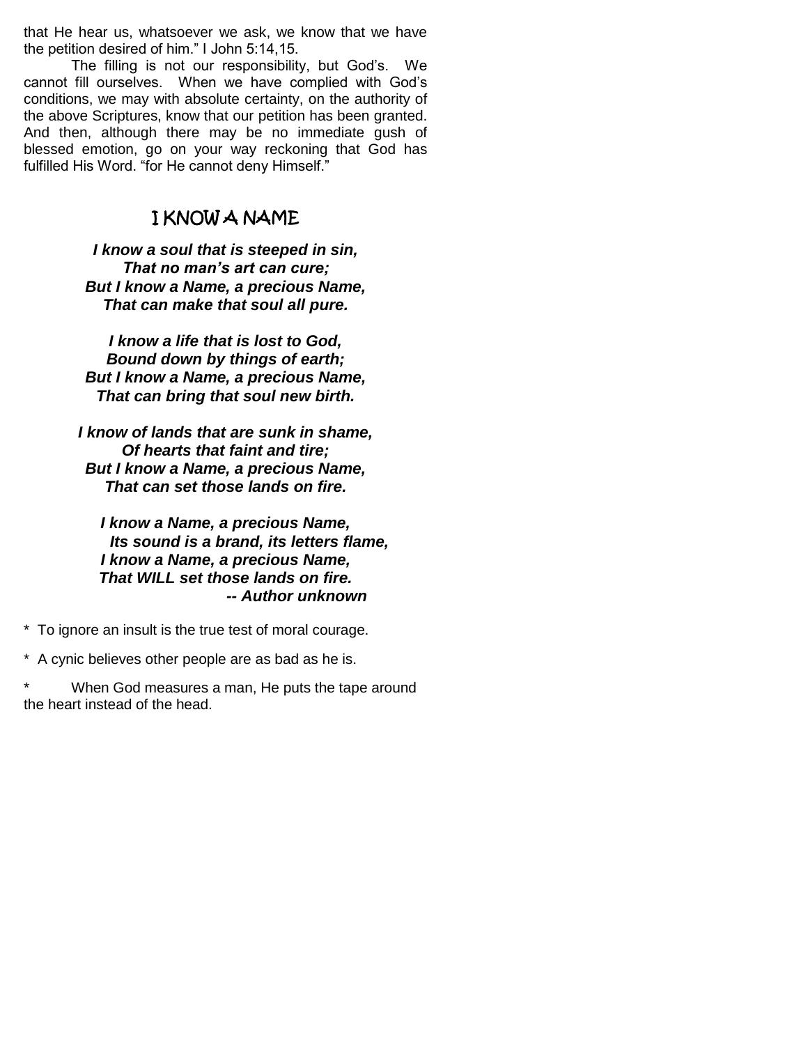that He hear us, whatsoever we ask, we know that we have the petition desired of him." I John 5:14,15.

The filling is not our responsibility, but God's. We cannot fill ourselves. When we have complied with God's conditions, we may with absolute certainty, on the authority of the above Scriptures, know that our petition has been granted. And then, although there may be no immediate gush of blessed emotion, go on your way reckoning that God has fulfilled His Word. "for He cannot deny Himself."

## I KNOW A NAME

***I know a soul that is steeped in sin,***
***That no man's art can cure;***
***But I know a Name, a precious Name,***
***That can make that soul all pure.***

***I know a life that is lost to God,***
***Bound down by things of earth;***
***But I know a Name, a precious Name,***
***That can bring that soul new birth.***

***I know of lands that are sunk in shame,***
***Of hearts that faint and tire;***
***But I know a Name, a precious Name,***
***That can set those lands on fire.***

***I know a Name, a precious Name,***
***Its sound is a brand, its letters flame,***
***I know a Name, a precious Name,***
***That WILL set those lands on fire.***
***-- Author unknown***

* To ignore an insult is the true test of moral courage.

* A cynic believes other people are as bad as he is.

* When God measures a man, He puts the tape around the heart instead of the head.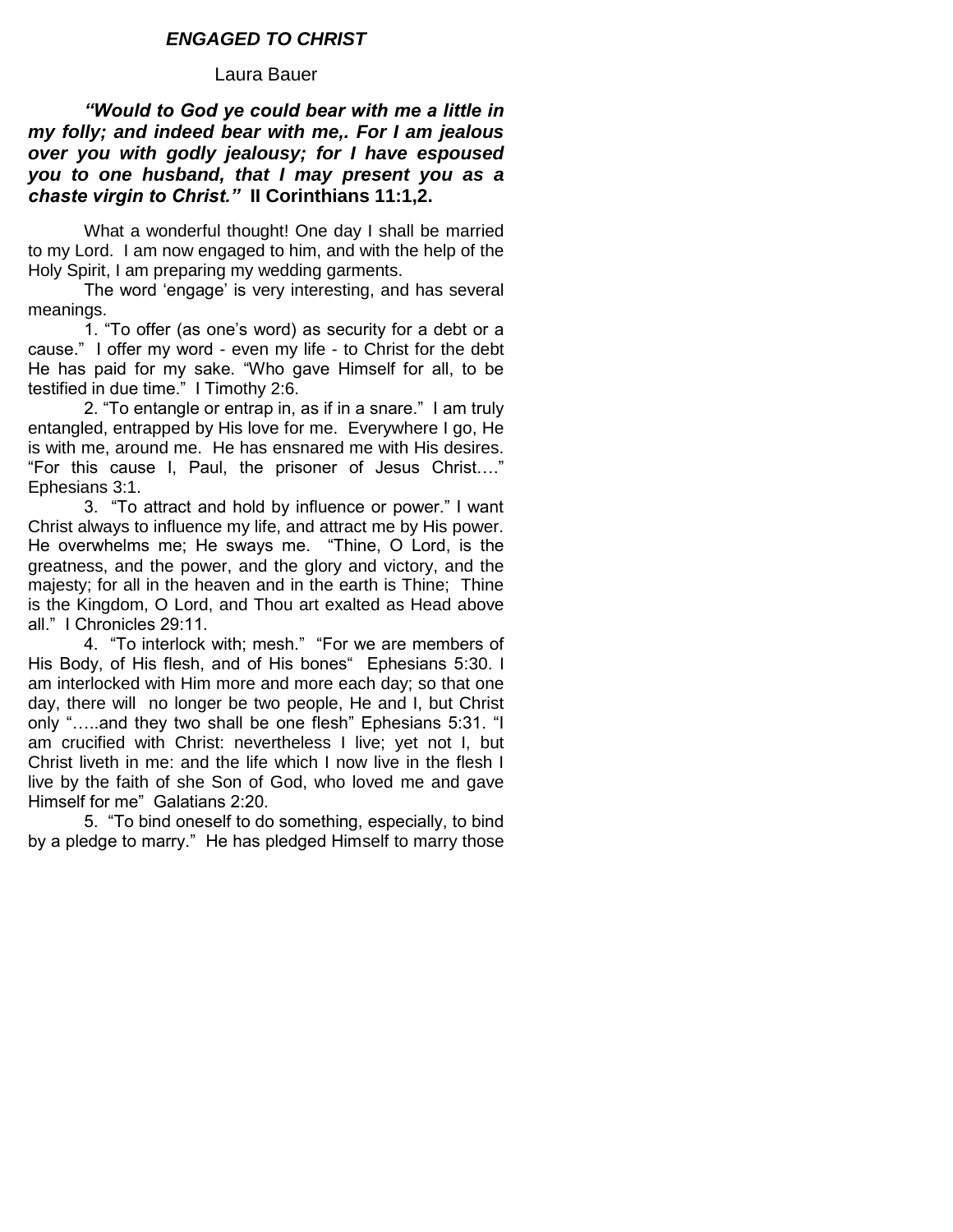## *ENGAGED TO CHRIST*

Laura Bauer

***"Would to God ye could bear with me a little in my folly; and indeed bear with me,. For I am jealous over you with godly jealousy; for I have espoused you to one husband, that I may present you as a chaste virgin to Christ."*** **II Corinthians 11:1,2.**

What a wonderful thought! One day I shall be married to my Lord. I am now engaged to him, and with the help of the Holy Spirit, I am preparing my wedding garments.

The word 'engage' is very interesting, and has several meanings.

1. "To offer (as one's word) as security for a debt or a cause." I offer my word - even my life - to Christ for the debt He has paid for my sake. "Who gave Himself for all, to be testified in due time." I Timothy 2:6.

2. "To entangle or entrap in, as if in a snare." I am truly entangled, entrapped by His love for me. Everywhere I go, He is with me, around me. He has ensnared me with His desires. "For this cause I, Paul, the prisoner of Jesus Christ…." Ephesians 3:1.

3. "To attract and hold by influence or power." I want Christ always to influence my life, and attract me by His power. He overwhelms me; He sways me. "Thine, O Lord, is the greatness, and the power, and the glory and victory, and the majesty; for all in the heaven and in the earth is Thine; Thine is the Kingdom, O Lord, and Thou art exalted as Head above all." I Chronicles 29:11.

4. "To interlock with; mesh." "For we are members of His Body, of His flesh, and of His bones" Ephesians 5:30. I am interlocked with Him more and more each day; so that one day, there will no longer be two people, He and I, but Christ only "…..and they two shall be one flesh" Ephesians 5:31. "I am crucified with Christ: nevertheless I live; yet not I, but Christ liveth in me: and the life which I now live in the flesh I live by the faith of she Son of God, who loved me and gave Himself for me" Galatians 2:20.

5. "To bind oneself to do something, especially, to bind by a pledge to marry." He has pledged Himself to marry those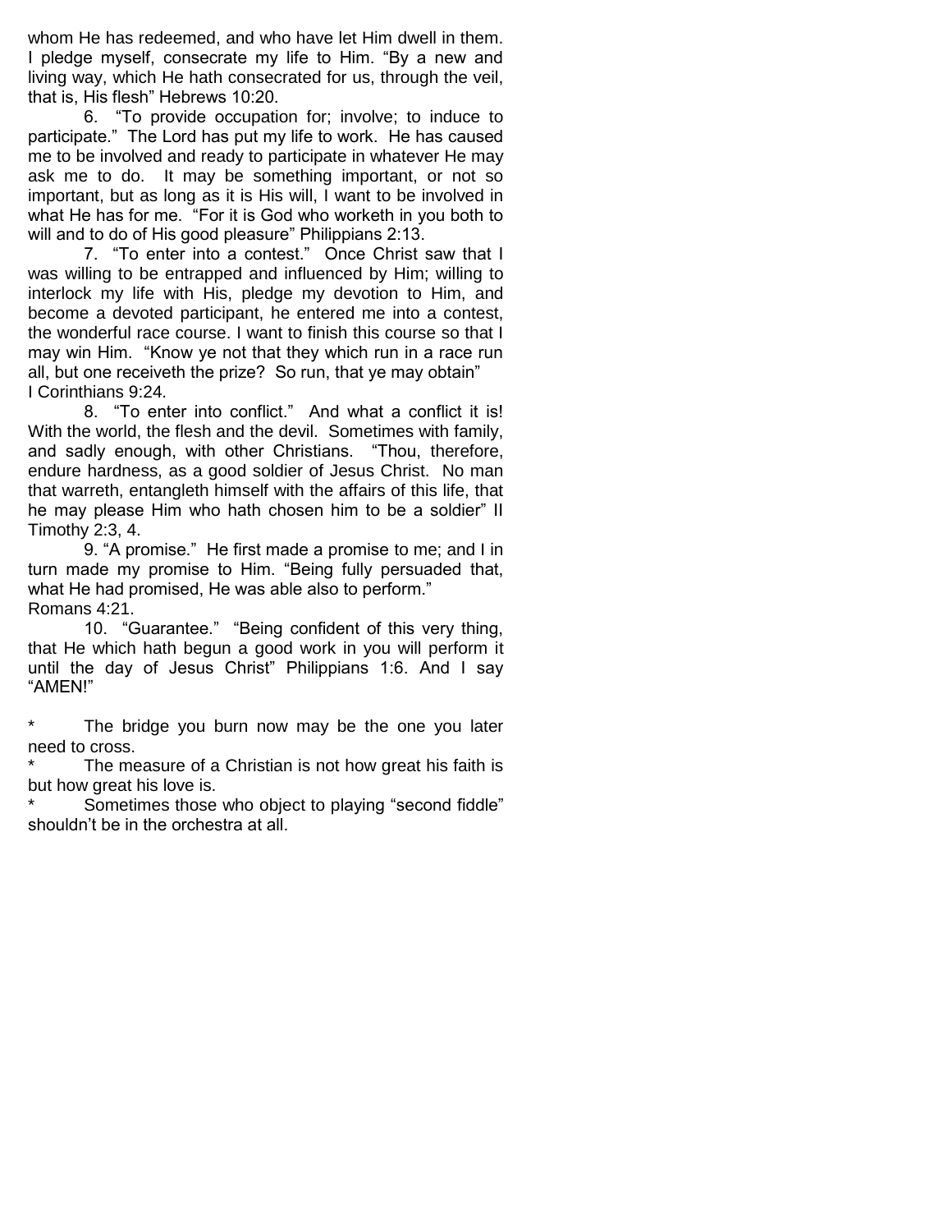whom He has redeemed, and who have let Him dwell in them. I pledge myself, consecrate my life to Him. "By a new and living way, which He hath consecrated for us, through the veil, that is, His flesh" Hebrews 10:20.

6. "To provide occupation for; involve; to induce to participate." The Lord has put my life to work. He has caused me to be involved and ready to participate in whatever He may ask me to do. It may be something important, or not so important, but as long as it is His will, I want to be involved in what He has for me. "For it is God who worketh in you both to will and to do of His good pleasure" Philippians 2:13.

7. "To enter into a contest." Once Christ saw that I was willing to be entrapped and influenced by Him; willing to interlock my life with His, pledge my devotion to Him, and become a devoted participant, he entered me into a contest, the wonderful race course. I want to finish this course so that I may win Him. "Know ye not that they which run in a race run all, but one receiveth the prize? So run, that ye may obtain" I Corinthians 9:24.

8. "To enter into conflict." And what a conflict it is! With the world, the flesh and the devil. Sometimes with family, and sadly enough, with other Christians. "Thou, therefore, endure hardness, as a good soldier of Jesus Christ. No man that warreth, entangleth himself with the affairs of this life, that he may please Him who hath chosen him to be a soldier" II Timothy 2:3, 4.

9. "A promise." He first made a promise to me; and I in turn made my promise to Him. "Being fully persuaded that, what He had promised, He was able also to perform." Romans 4:21.

10. "Guarantee." "Being confident of this very thing, that He which hath begun a good work in you will perform it until the day of Jesus Christ" Philippians 1:6. And I say "AMEN!"

* The bridge you burn now may be the one you later need to cross.

* The measure of a Christian is not how great his faith is but how great his love is.

* Sometimes those who object to playing "second fiddle" shouldn't be in the orchestra at all.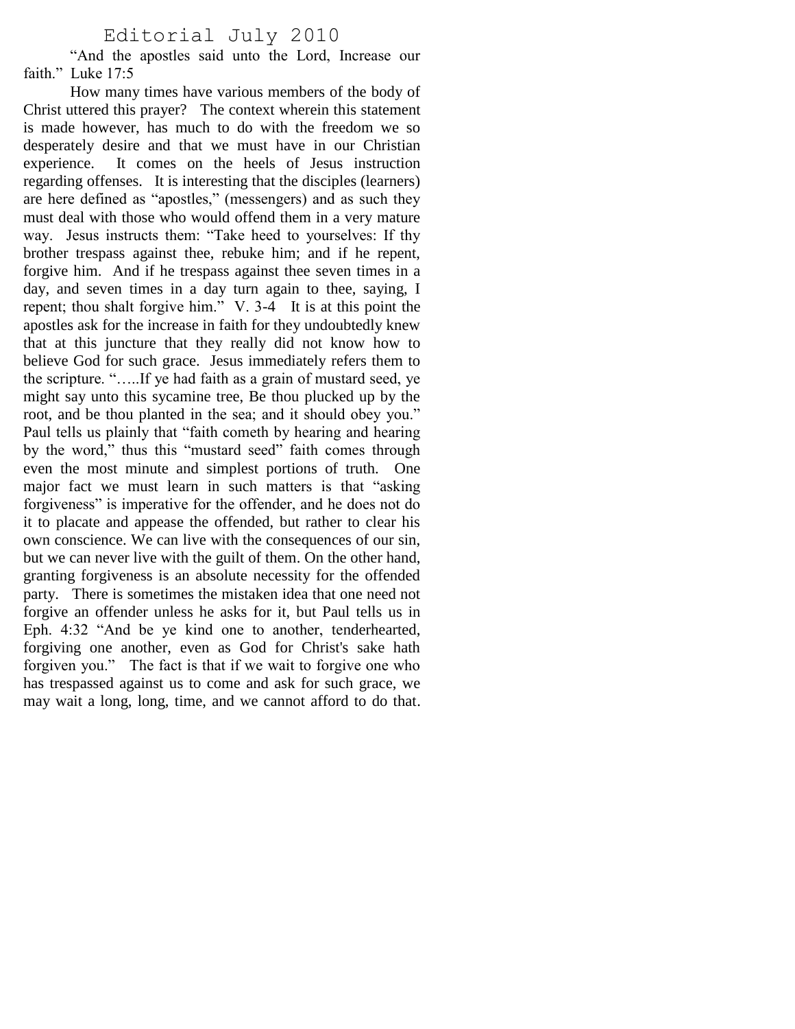# Editorial July 2010

"And the apostles said unto the Lord, Increase our faith." Luke 17:5

How many times have various members of the body of Christ uttered this prayer? The context wherein this statement is made however, has much to do with the freedom we so desperately desire and that we must have in our Christian experience. It comes on the heels of Jesus instruction regarding offenses. It is interesting that the disciples (learners) are here defined as "apostles," (messengers) and as such they must deal with those who would offend them in a very mature way. Jesus instructs them: "Take heed to yourselves: If thy brother trespass against thee, rebuke him; and if he repent, forgive him. And if he trespass against thee seven times in a day, and seven times in a day turn again to thee, saying, I repent; thou shalt forgive him." V. 3-4 It is at this point the apostles ask for the increase in faith for they undoubtedly knew that at this juncture that they really did not know how to believe God for such grace. Jesus immediately refers them to the scripture. "…..If ye had faith as a grain of mustard seed, ye might say unto this sycamine tree, Be thou plucked up by the root, and be thou planted in the sea; and it should obey you." Paul tells us plainly that "faith cometh by hearing and hearing by the word," thus this "mustard seed" faith comes through even the most minute and simplest portions of truth. One major fact we must learn in such matters is that "asking forgiveness" is imperative for the offender, and he does not do it to placate and appease the offended, but rather to clear his own conscience. We can live with the consequences of our sin, but we can never live with the guilt of them. On the other hand, granting forgiveness is an absolute necessity for the offended party. There is sometimes the mistaken idea that one need not forgive an offender unless he asks for it, but Paul tells us in Eph. 4:32 "And be ye kind one to another, tenderhearted, forgiving one another, even as God for Christ's sake hath forgiven you." The fact is that if we wait to forgive one who has trespassed against us to come and ask for such grace, we may wait a long, long, time, and we cannot afford to do that.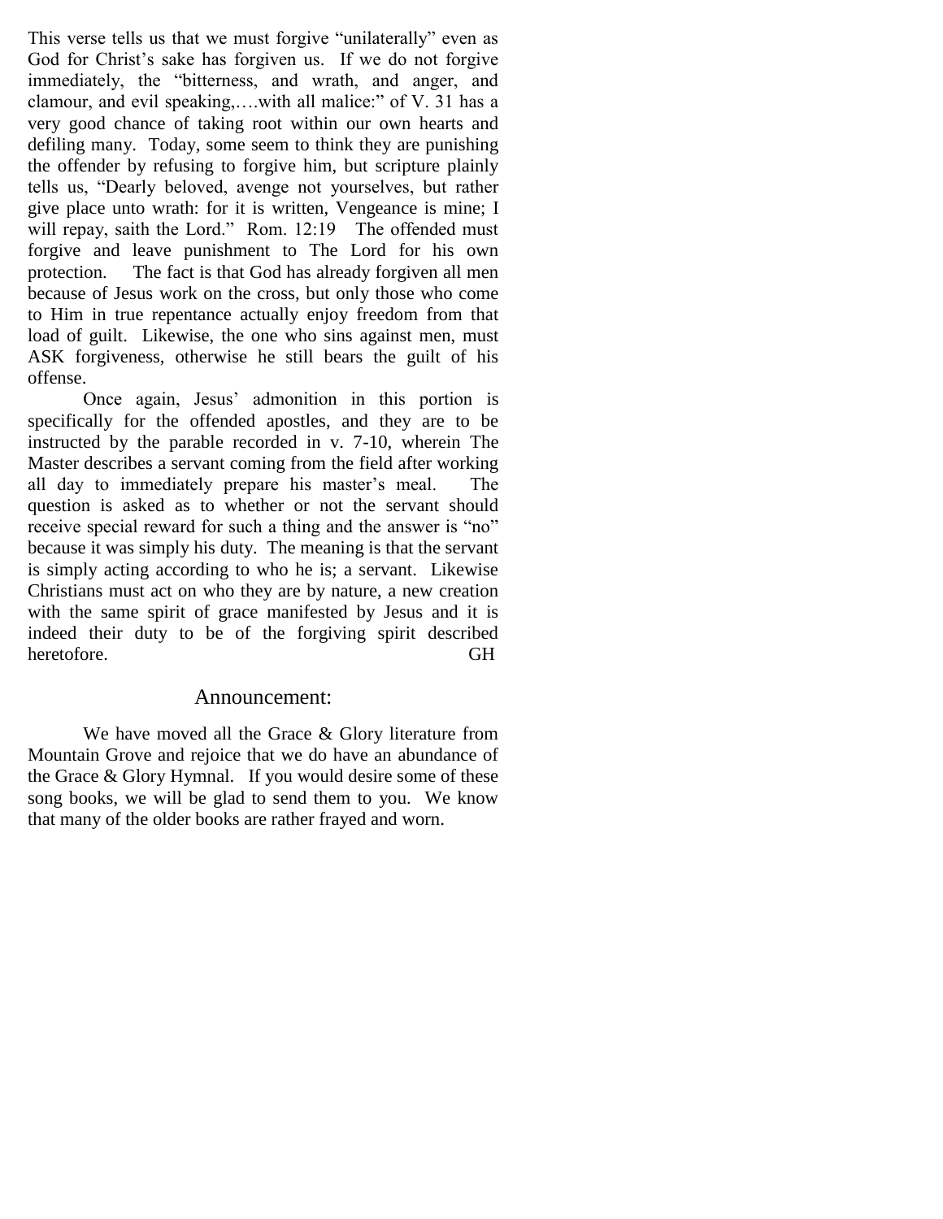This verse tells us that we must forgive "unilaterally" even as God for Christ's sake has forgiven us. If we do not forgive immediately, the "bitterness, and wrath, and anger, and clamour, and evil speaking,….with all malice:" of V. 31 has a very good chance of taking root within our own hearts and defiling many. Today, some seem to think they are punishing the offender by refusing to forgive him, but scripture plainly tells us, "Dearly beloved, avenge not yourselves, but rather give place unto wrath: for it is written, Vengeance is mine; I will repay, saith the Lord." Rom. 12:19 The offended must forgive and leave punishment to The Lord for his own protection. The fact is that God has already forgiven all men because of Jesus work on the cross, but only those who come to Him in true repentance actually enjoy freedom from that load of guilt. Likewise, the one who sins against men, must ASK forgiveness, otherwise he still bears the guilt of his offense.

Once again, Jesus' admonition in this portion is specifically for the offended apostles, and they are to be instructed by the parable recorded in v. 7-10, wherein The Master describes a servant coming from the field after working all day to immediately prepare his master's meal. The question is asked as to whether or not the servant should receive special reward for such a thing and the answer is "no" because it was simply his duty. The meaning is that the servant is simply acting according to who he is; a servant. Likewise Christians must act on who they are by nature, a new creation with the same spirit of grace manifested by Jesus and it is indeed their duty to be of the forgiving spirit described heretofore. GH

## Announcement:

We have moved all the Grace & Glory literature from Mountain Grove and rejoice that we do have an abundance of the Grace & Glory Hymnal. If you would desire some of these song books, we will be glad to send them to you. We know that many of the older books are rather frayed and worn.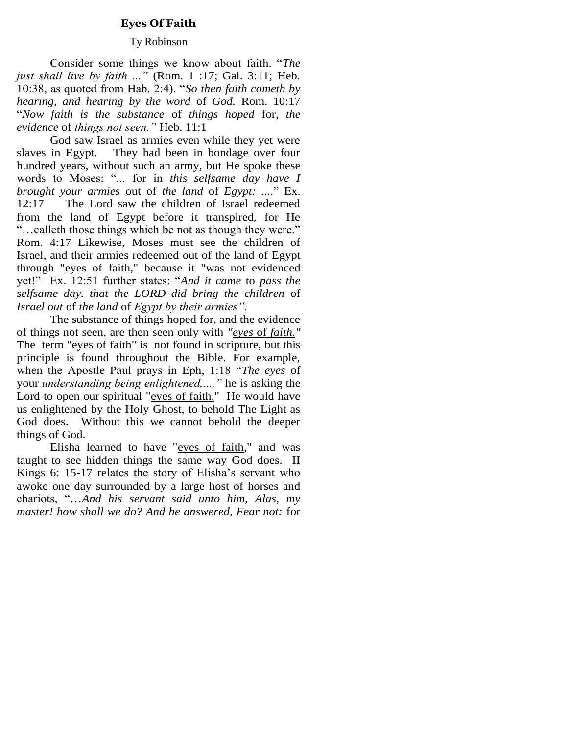## Eyes Of Faith

Ty Robinson

Consider some things we know about faith. "*The just shall live by faith ...*" (Rom. 1 :17; Gal. 3:11; Heb. 10:38, as quoted from Hab. 2:4). "*So then faith cometh by hearing, and hearing by the word* of *God.* Rom. 10:17 "*Now faith is the substance* of *things hoped* for, *the evidence* of *things not seen."* Heb. 11:1

God saw Israel as armies even while they yet were slaves in Egypt. They had been in bondage over four hundred years, without such an army, but He spoke these words to Moses: "... for in *this selfsame day have I brought your armies* out of *the land* of *Egypt:* ...." Ex. 12:17 The Lord saw the children of Israel redeemed from the land of Egypt before it transpired, for He "…calleth those things which be not as though they were." Rom. 4:17 Likewise, Moses must see the children of Israel, and their armies redeemed out of the land of Egypt through "eyes of faith," because it "was not evidenced yet!" Ex. 12:51 further states: "*And it came* to *pass the selfsame day. that the LORD did bring the children* of *Israel out* of *the land* of *Egypt by their armies".*

The substance of things hoped for, and the evidence of things not seen, are then seen only with *"eyes of faith."* The term "eyes of faith" is not found in scripture, but this principle is found throughout the Bible. For example, when the Apostle Paul prays in Eph, 1:18 "*The eyes* of your *understanding being enlightened,...."* he is asking the Lord to open our spiritual "eyes of faith." He would have us enlightened by the Holy Ghost, to behold The Light as God does. Without this we cannot behold the deeper things of God.

Elisha learned to have "eyes of faith," and was taught to see hidden things the same way God does. II Kings 6: 15-17 relates the story of Elisha's servant who awoke one day surrounded by a large host of horses and chariots, "…*And his servant said unto him, Alas, my master! how shall we do? And he answered, Fear not:* for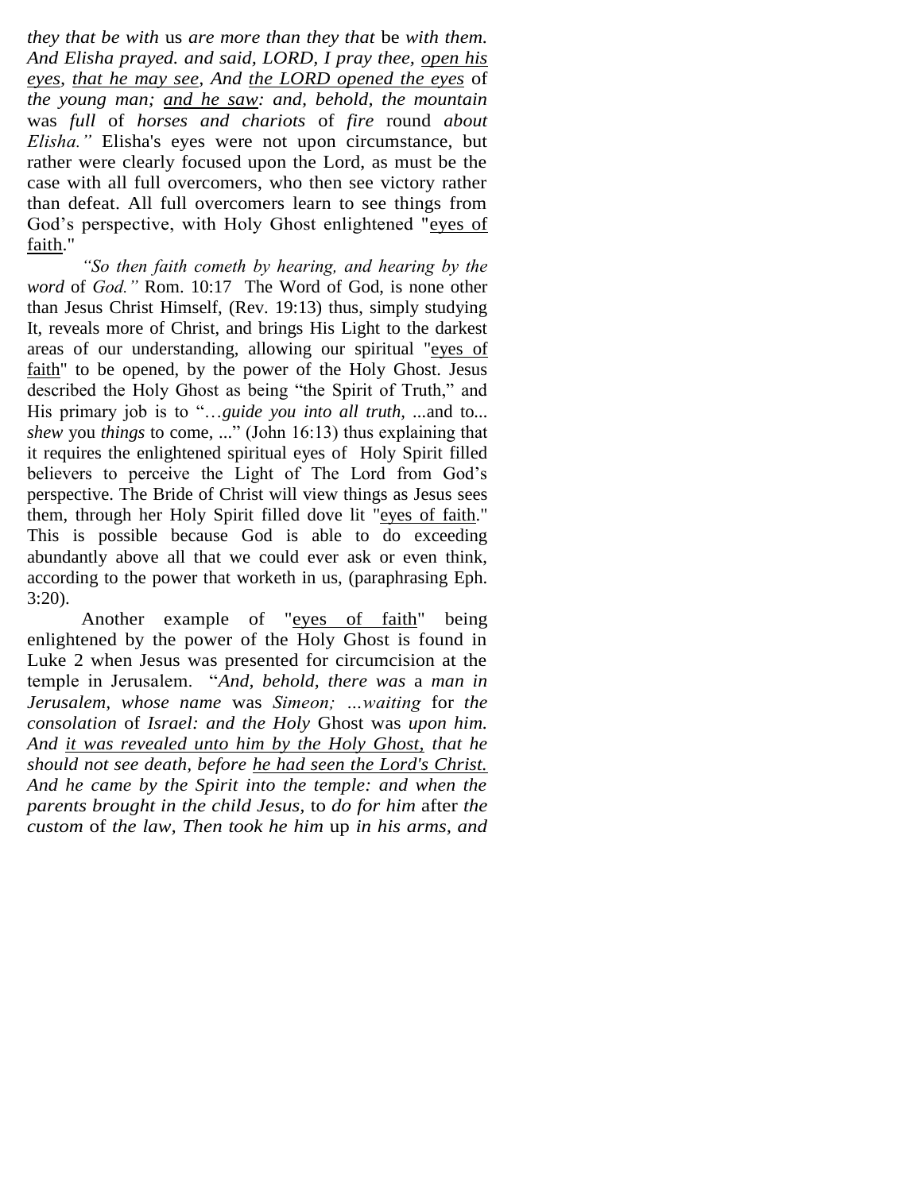*they that be with* us *are more than they that* be *with them. And Elisha prayed. and said, LORD, I pray thee, open his eyes, that he may see, And the LORD opened the eyes* of *the young man; and he saw: and, behold, the mountain* was *full* of *horses and chariots* of *fire* round *about Elisha."* Elisha's eyes were not upon circumstance, but rather were clearly focused upon the Lord, as must be the case with all full overcomers, who then see victory rather than defeat. All full overcomers learn to see things from God's perspective, with Holy Ghost enlightened "eyes of faith."

*"So then faith cometh by hearing, and hearing by the word* of *God."* Rom. 10:17 The Word of God, is none other than Jesus Christ Himself, (Rev. 19:13) thus, simply studying It, reveals more of Christ, and brings His Light to the darkest areas of our understanding, allowing our spiritual "eyes of faith" to be opened, by the power of the Holy Ghost. Jesus described the Holy Ghost as being "the Spirit of Truth," and His primary job is to "…*guide you into all truth,* ...and to... *shew* you *things* to come, ..." (John 16:13) thus explaining that it requires the enlightened spiritual eyes of Holy Spirit filled believers to perceive the Light of The Lord from God's perspective. The Bride of Christ will view things as Jesus sees them, through her Holy Spirit filled dove lit "eyes of faith." This is possible because God is able to do exceeding abundantly above all that we could ever ask or even think, according to the power that worketh in us, (paraphrasing Eph. 3:20).

Another example of "eyes of faith" being enlightened by the power of the Holy Ghost is found in Luke 2 when Jesus was presented for circumcision at the temple in Jerusalem. "*And, behold, there was* a *man in Jerusalem, whose name* was *Simeon; …waiting* for *the consolation* of *Israel: and the Holy* Ghost was *upon him. And it was revealed unto him by the Holy Ghost, that he should not see death, before he had seen the Lord's Christ. And he came by the Spirit into the temple: and when the parents brought in the child Jesus,* to *do for him* after *the custom* of *the law, Then took he him* up *in his arms, and*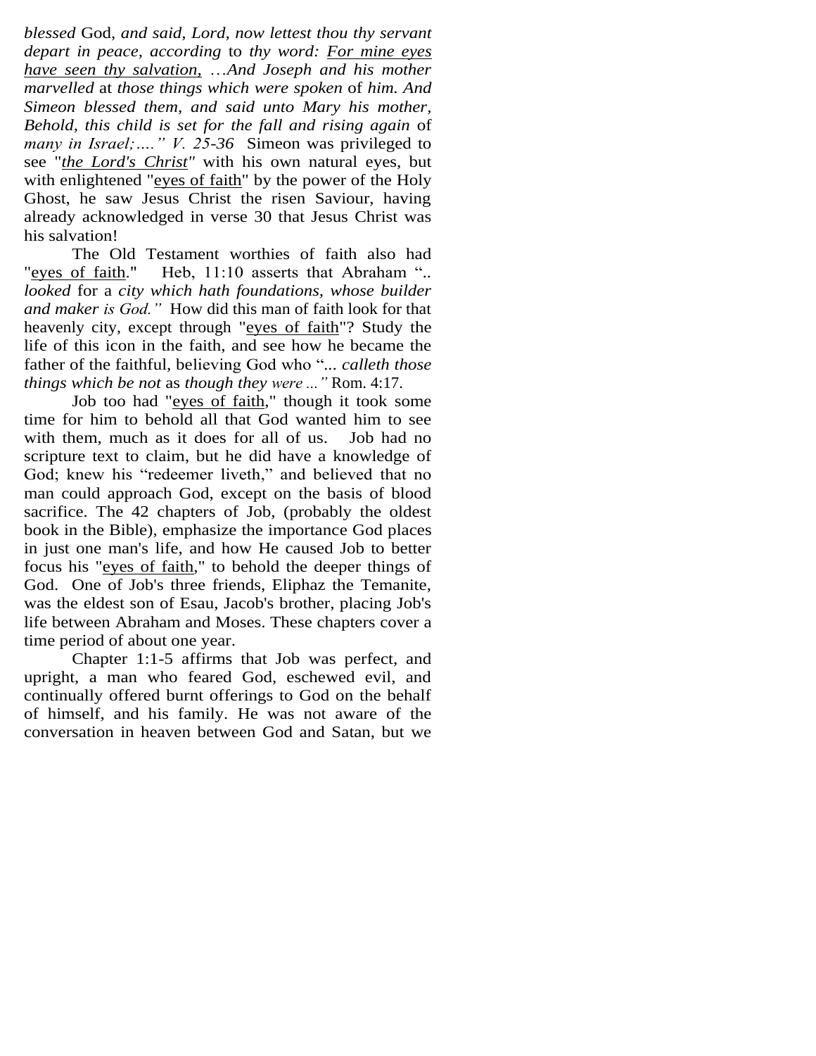*blessed* God, *and said, Lord, now lettest thou thy servant depart in peace, according* to *thy word: For mine eyes have seen thy salvation, …And Joseph and his mother marvelled* at *those things which were spoken* of *him. And Simeon blessed them, and said unto Mary his mother, Behold, this child is set for the fall and rising again* of *many in Israel;….'' V. 25-36* Simeon was privileged to see "*the Lord's Christ"* with his own natural eyes, but with enlightened "eyes of faith" by the power of the Holy Ghost, he saw Jesus Christ the risen Saviour, having already acknowledged in verse 30 that Jesus Christ was his salvation!

The Old Testament worthies of faith also had "eyes of faith." Heb, 11:10 asserts that Abraham ".. *looked* for a *city which hath foundations, whose builder and maker is God."* How did this man of faith look for that heavenly city, except through "eyes of faith"? Study the life of this icon in the faith, and see how he became the father of the faithful, believing God who "*... calleth those things which be not* as *though they were ..."* Rom. 4:17.

Job too had "eyes of faith," though it took some time for him to behold all that God wanted him to see with them, much as it does for all of us. Job had no scripture text to claim, but he did have a knowledge of God; knew his "redeemer liveth," and believed that no man could approach God, except on the basis of blood sacrifice. The 42 chapters of Job, (probably the oldest book in the Bible), emphasize the importance God places in just one man's life, and how He caused Job to better focus his "eyes of faith," to behold the deeper things of God. One of Job's three friends, Eliphaz the Temanite, was the eldest son of Esau, Jacob's brother, placing Job's life between Abraham and Moses. These chapters cover a time period of about one year.

Chapter 1:1-5 affirms that Job was perfect, and upright, a man who feared God, eschewed evil, and continually offered burnt offerings to God on the behalf of himself, and his family. He was not aware of the conversation in heaven between God and Satan, but we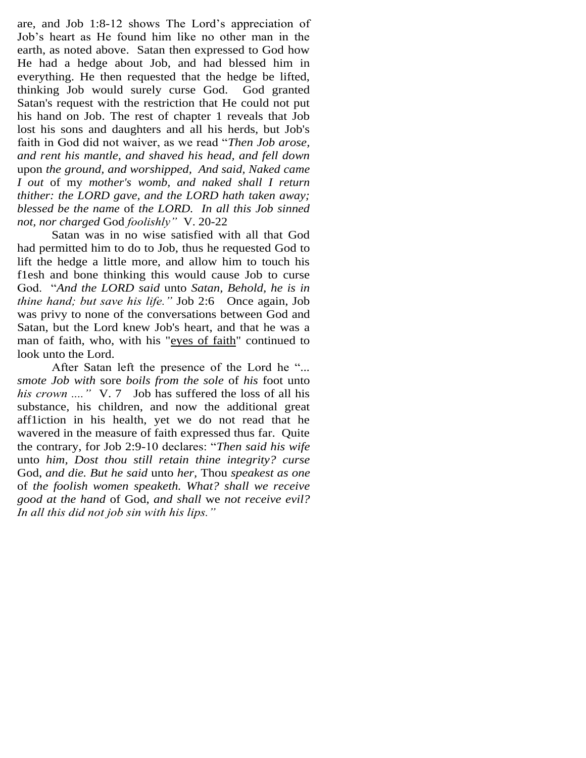are, and Job 1:8-12 shows The Lord's appreciation of Job's heart as He found him like no other man in the earth, as noted above. Satan then expressed to God how He had a hedge about Job, and had blessed him in everything. He then requested that the hedge be lifted, thinking Job would surely curse God. God granted Satan's request with the restriction that He could not put his hand on Job. The rest of chapter 1 reveals that Job lost his sons and daughters and all his herds, but Job's faith in God did not waiver, as we read "*Then Job arose, and rent his mantle, and shaved his head, and fell down* upon *the ground, and worshipped, And said, Naked came I out* of my *mother's womb, and naked shall I return thither: the LORD gave, and the LORD hath taken away; blessed be the name* of *the LORD. In all this Job sinned not, nor charged* God *foolishly"* V. 20-22

Satan was in no wise satisfied with all that God had permitted him to do to Job, thus he requested God to lift the hedge a little more, and allow him to touch his f1esh and bone thinking this would cause Job to curse God. "*And the LORD said* unto *Satan, Behold, he is in thine hand; but save his life."* Job 2:6 Once again, Job was privy to none of the conversations between God and Satan, but the Lord knew Job's heart, and that he was a man of faith, who, with his "<u>eyes of faith</u>" continued to look unto the Lord.

After Satan left the presence of the Lord he "*... smote Job with* sore *boils from the sole* of *his* foot unto *his crown ...."* V. 7 Job has suffered the loss of all his substance, his children, and now the additional great aff1iction in his health, yet we do not read that he wavered in the measure of faith expressed thus far. Quite the contrary, for Job 2:9-10 declares: "*Then said his wife* unto *him, Dost thou still retain thine integrity? curse* God, *and die. But he said* unto *her,* Thou *speakest as one* of *the foolish women speaketh. What? shall we receive good at the hand* of God, *and shall* we *not receive evil? In all this did not job sin with his lips."*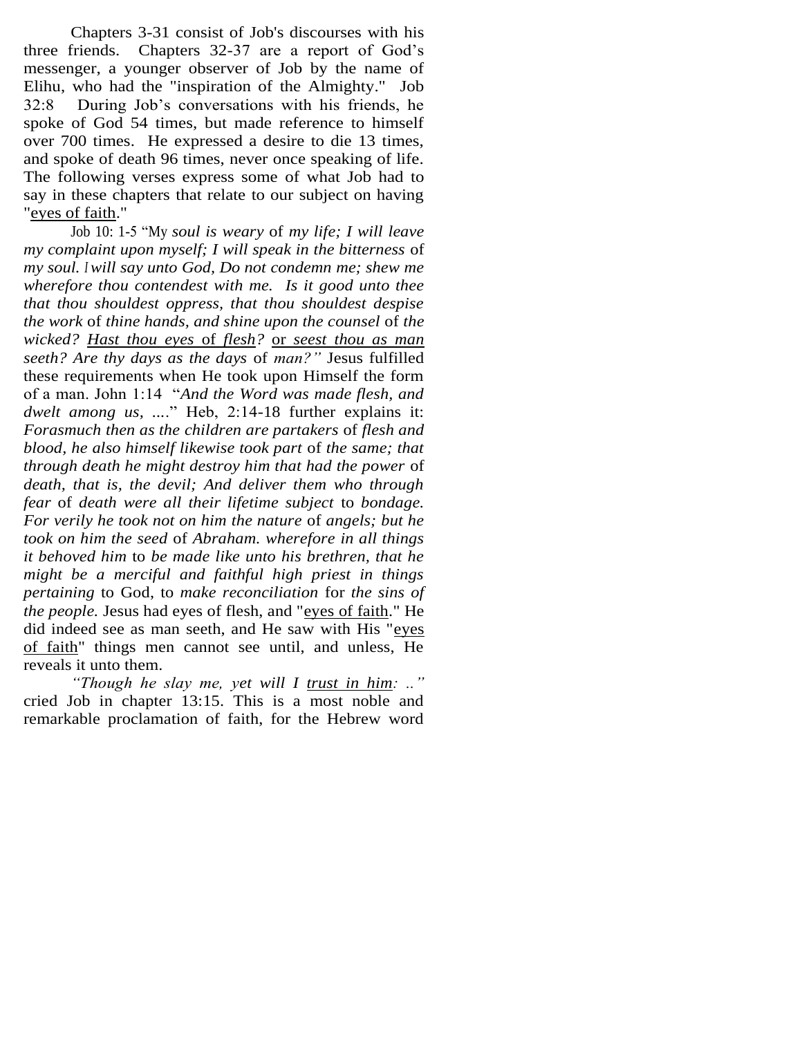Chapters 3-31 consist of Job's discourses with his three friends. Chapters 32-37 are a report of God's messenger, a younger observer of Job by the name of Elihu, who had the "inspiration of the Almighty." Job 32:8 During Job's conversations with his friends, he spoke of God 54 times, but made reference to himself over 700 times. He expressed a desire to die 13 times, and spoke of death 96 times, never once speaking of life. The following verses express some of what Job had to say in these chapters that relate to our subject on having "<u>eyes of faith</u>."

Job 10: 1-5 "My *soul is weary* of *my life; I will leave my complaint upon myself; I will speak in the bitterness* of *my soul. I will say unto God, Do not condemn me; shew me wherefore thou contendest with me. Is it good unto thee that thou shouldest oppress, that thou shouldest despise the work* of *thine hands, and shine upon the counsel* of *the wicked? <u>Hast thou eyes</u>* <u>of</u> *<u>flesh</u>?* <u>or</u> *<u>seest thou as man</u> seeth? Are thy days as the days* of *man?"* Jesus fulfilled these requirements when He took upon Himself the form of a man. John 1:14 "*And the Word was made flesh, and dwelt among us, ....*" Heb, 2:14-18 further explains it: *Forasmuch then as the children are partakers* of *flesh and blood, he also himself likewise took part* of *the same; that through death he might destroy him that had the power* of *death, that is, the devil; And deliver them who through fear* of *death were all their lifetime subject* to *bondage. For verily he took not on him the nature* of *angels; but he took on him the seed* of *Abraham. wherefore in all things it behoved him* to *be made like unto his brethren, that he might be a merciful and faithful high priest in things pertaining* to God, to *make reconciliation* for *the sins of the people.* Jesus had eyes of flesh, and "<u>eyes of faith</u>." He did indeed see as man seeth, and He saw with His "<u>eyes of faith</u>" things men cannot see until, and unless, He reveals it unto them.

*"Though he slay me, yet will I <u>trust in him</u>: .."* cried Job in chapter 13:15. This is a most noble and remarkable proclamation of faith, for the Hebrew word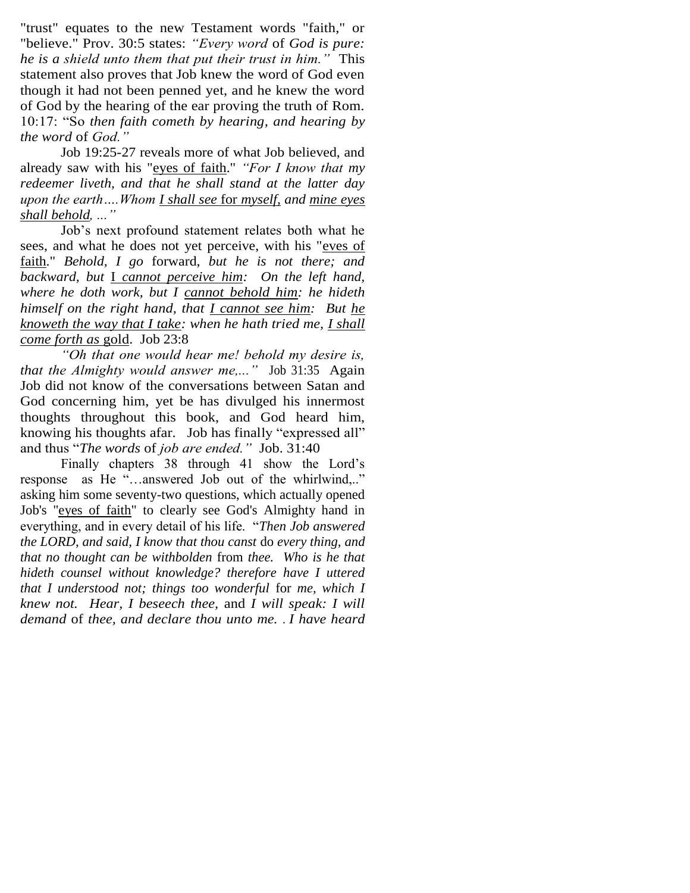"trust" equates to the new Testament words "faith," or "believe." Prov. 30:5 states: *"Every word* of *God is pure: he is a shield unto them that put their trust in him."* This statement also proves that Job knew the word of God even though it had not been penned yet, and he knew the word of God by the hearing of the ear proving the truth of Rom. 10:17: "So *then faith cometh by hearing, and hearing by the word* of *God."*

Job 19:25-27 reveals more of what Job believed, and already saw with his "<u>eyes of faith</u>." *"For I know that my redeemer liveth, and that he shall stand at the latter day upon the earth….Whom <u>I shall see</u>* <u>for</u> *<u>myself,</u> and <u>mine eyes shall behold</u>, …"*

Job's next profound statement relates both what he sees, and what he does not yet perceive, with his "<u>eves of faith</u>." *Behold, I go* forward, *but he is not there; and backward, but* <u>I</u> *<u>cannot perceive him</u>: On the left hand, where he doth work, but I <u>cannot behold him</u>: he hideth himself on the right hand, that <u>I cannot see him</u>: But <u>he knoweth the way that I take</u>: when he hath tried me, <u>I shall come forth as</u>* <u>gold</u>. Job 23:8

*"Oh that one would hear me! behold my desire is, that the Almighty would answer me,..."* Job 31:35 Again Job did not know of the conversations between Satan and God concerning him, yet be has divulged his innermost thoughts throughout this book, and God heard him, knowing his thoughts afar. Job has finally "expressed all" and thus "*The words* of *job are ended."* Job. 31:40

Finally chapters 38 through 41 show the Lord's response as He "…answered Job out of the whirlwind,.." asking him some seventy-two questions, which actually opened Job's "<u>eyes of faith</u>" to clearly see God's Almighty hand in everything, and in every detail of his life. "*Then Job answered the LORD, and said, I know that thou canst* do *every thing, and that no thought can be withbolden* from *thee. Who is he that hideth counsel without knowledge? therefore have I uttered that I understood not; things too wonderful* for *me, which I knew not. Hear, I beseech thee,* and *I will speak: I will demand* of *thee, and declare thou unto me. . I have heard*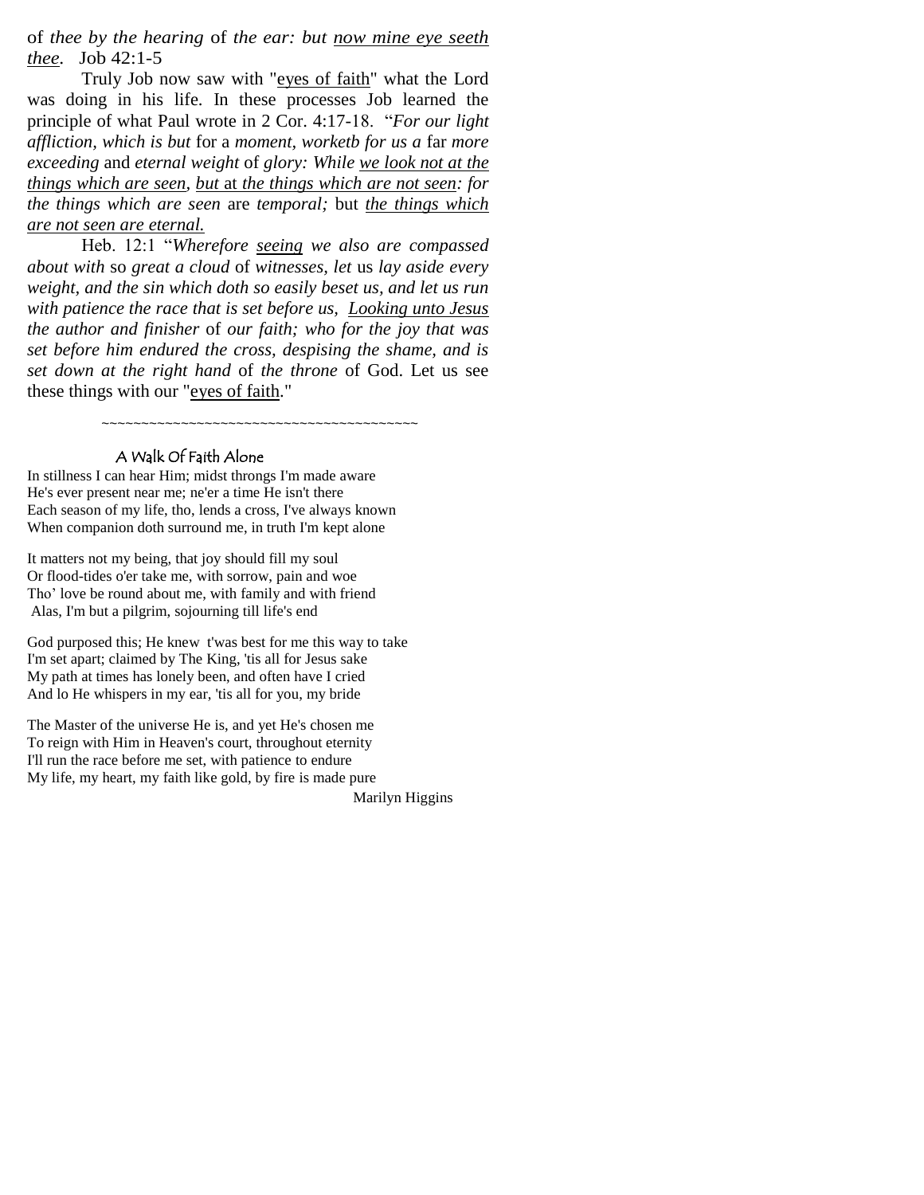of *thee by the hearing* of *the ear: but <u>now mine eye seeth thee</u>.* Job 42:1-5

Truly Job now saw with "<u>eyes of faith</u>" what the Lord was doing in his life. In these processes Job learned the principle of what Paul wrote in 2 Cor. 4:17-18. "*For our light affliction, which is but* for a *moment, worketb for us a* far *more exceeding* and *eternal weight* of *glory: While <u>we look not at the things which are seen</u>, <u>but</u>* <u>at</u> *<u>the things which are not seen</u>: for the things which are seen* are *temporal;* but *<u>the things which are not seen are eternal.</u>*

Heb. 12:1 "*Wherefore <u>seeing</u> we also are compassed about with* so *great a cloud* of *witnesses, let* us *lay aside every weight, and the sin which doth so easily beset us, and let us run with patience the race that is set before us, <u>Looking unto Jesus</u> the author and finisher* of *our faith; who for the joy that was set before him endured the cross, despising the shame, and is set down at the right hand* of *the throne* of God. Let us see these things with our "<u>eyes of faith</u>."

~~~~~~~~~~~~~~~~~~~~~~~~~~~~~~~~~~~~~~~~

### A Walk Of Faith Alone

In stillness I can hear Him; midst throngs I'm made aware
He's ever present near me; ne'er a time He isn't there
Each season of my life, tho, lends a cross, I've always known
When companion doth surround me, in truth I'm kept alone

It matters not my being, that joy should fill my soul
Or flood-tides o'er take me, with sorrow, pain and woe
Tho' love be round about me, with family and with friend
Alas, I'm but a pilgrim, sojourning till life's end

God purposed this; He knew t'was best for me this way to take
I'm set apart; claimed by The King, 'tis all for Jesus sake
My path at times has lonely been, and often have I cried
And lo He whispers in my ear, 'tis all for you, my bride

The Master of the universe He is, and yet He's chosen me
To reign with Him in Heaven's court, throughout eternity
I'll run the race before me set, with patience to endure
My life, my heart, my faith like gold, by fire is made pure

Marilyn Higgins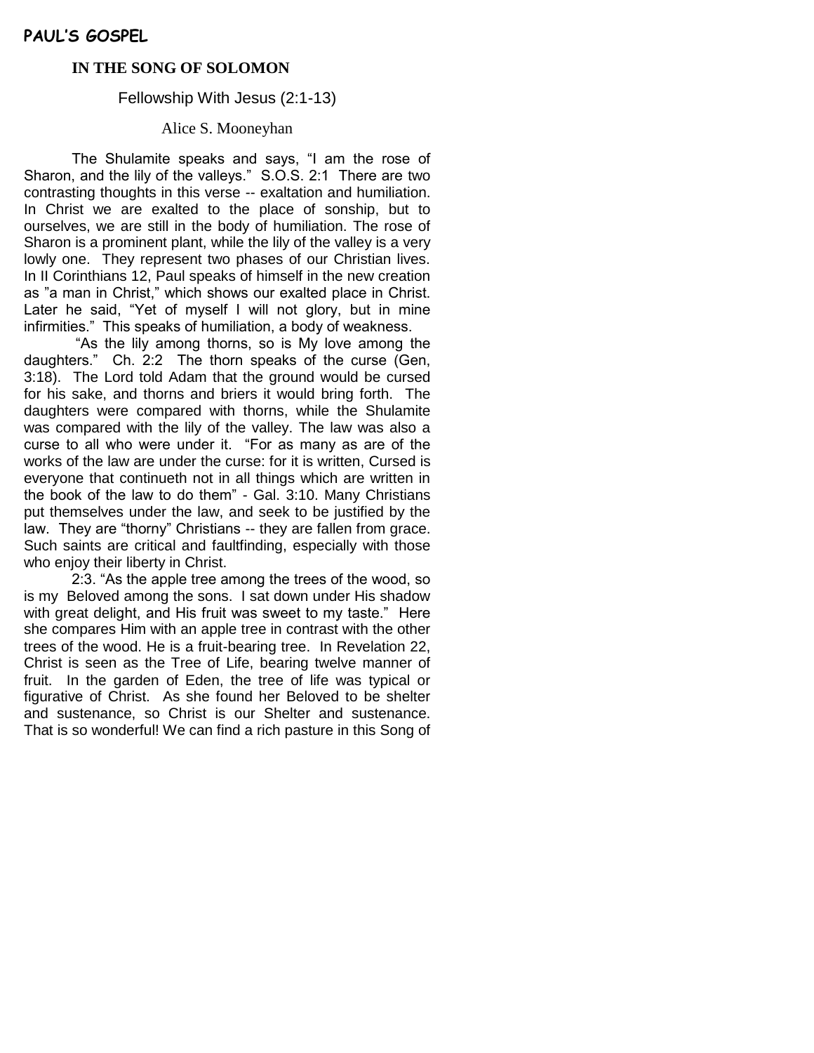**PAUL'S GOSPEL**

## IN THE SONG OF SOLOMON

### Fellowship With Jesus (2:1-13)

Alice S. Mooneyhan

The Shulamite speaks and says, "I am the rose of Sharon, and the lily of the valleys." S.O.S. 2:1 There are two contrasting thoughts in this verse -- exaltation and humiliation. In Christ we are exalted to the place of sonship, but to ourselves, we are still in the body of humiliation. The rose of Sharon is a prominent plant, while the lily of the valley is a very lowly one. They represent two phases of our Christian lives. In II Corinthians 12, Paul speaks of himself in the new creation as "a man in Christ," which shows our exalted place in Christ. Later he said, "Yet of myself I will not glory, but in mine infirmities." This speaks of humiliation, a body of weakness.

"As the lily among thorns, so is My love among the daughters." Ch. 2:2 The thorn speaks of the curse (Gen, 3:18). The Lord told Adam that the ground would be cursed for his sake, and thorns and briers it would bring forth. The daughters were compared with thorns, while the Shulamite was compared with the lily of the valley. The law was also a curse to all who were under it. "For as many as are of the works of the law are under the curse: for it is written, Cursed is everyone that continueth not in all things which are written in the book of the law to do them" - Gal. 3:10. Many Christians put themselves under the law, and seek to be justified by the law. They are "thorny" Christians -- they are fallen from grace. Such saints are critical and faultfinding, especially with those who enjoy their liberty in Christ.

2:3. "As the apple tree among the trees of the wood, so is my Beloved among the sons. I sat down under His shadow with great delight, and His fruit was sweet to my taste." Here she compares Him with an apple tree in contrast with the other trees of the wood. He is a fruit-bearing tree. In Revelation 22, Christ is seen as the Tree of Life, bearing twelve manner of fruit. In the garden of Eden, the tree of life was typical or figurative of Christ. As she found her Beloved to be shelter and sustenance, so Christ is our Shelter and sustenance. That is so wonderful! We can find a rich pasture in this Song of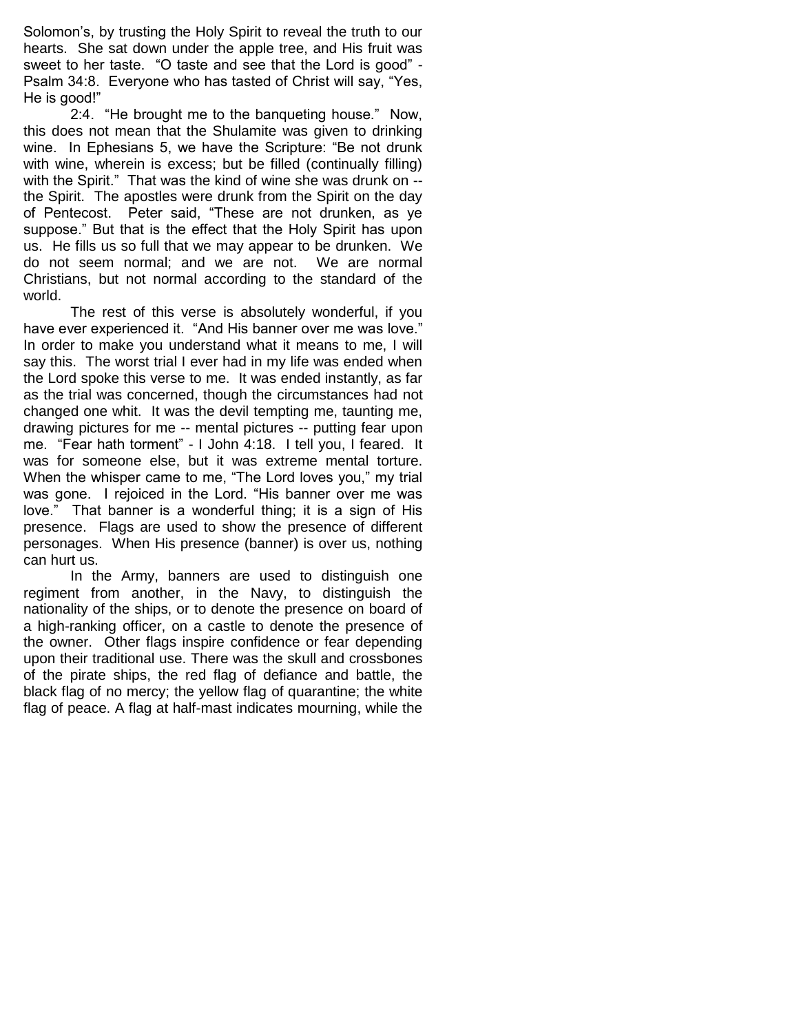Solomon's, by trusting the Holy Spirit to reveal the truth to our hearts. She sat down under the apple tree, and His fruit was sweet to her taste. "O taste and see that the Lord is good" - Psalm 34:8. Everyone who has tasted of Christ will say, "Yes, He is good!"

2:4. "He brought me to the banqueting house." Now, this does not mean that the Shulamite was given to drinking wine. In Ephesians 5, we have the Scripture: "Be not drunk with wine, wherein is excess; but be filled (continually filling) with the Spirit." That was the kind of wine she was drunk on -- the Spirit. The apostles were drunk from the Spirit on the day of Pentecost. Peter said, "These are not drunken, as ye suppose." But that is the effect that the Holy Spirit has upon us. He fills us so full that we may appear to be drunken. We do not seem normal; and we are not. We are normal Christians, but not normal according to the standard of the world.

The rest of this verse is absolutely wonderful, if you have ever experienced it. "And His banner over me was love." In order to make you understand what it means to me, I will say this. The worst trial I ever had in my life was ended when the Lord spoke this verse to me. It was ended instantly, as far as the trial was concerned, though the circumstances had not changed one whit. It was the devil tempting me, taunting me, drawing pictures for me -- mental pictures -- putting fear upon me. "Fear hath torment" - I John 4:18. I tell you, I feared. It was for someone else, but it was extreme mental torture. When the whisper came to me, "The Lord loves you," my trial was gone. I rejoiced in the Lord. "His banner over me was love." That banner is a wonderful thing; it is a sign of His presence. Flags are used to show the presence of different personages. When His presence (banner) is over us, nothing can hurt us.

In the Army, banners are used to distinguish one regiment from another, in the Navy, to distinguish the nationality of the ships, or to denote the presence on board of a high-ranking officer, on a castle to denote the presence of the owner. Other flags inspire confidence or fear depending upon their traditional use. There was the skull and crossbones of the pirate ships, the red flag of defiance and battle, the black flag of no mercy; the yellow flag of quarantine; the white flag of peace. A flag at half-mast indicates mourning, while the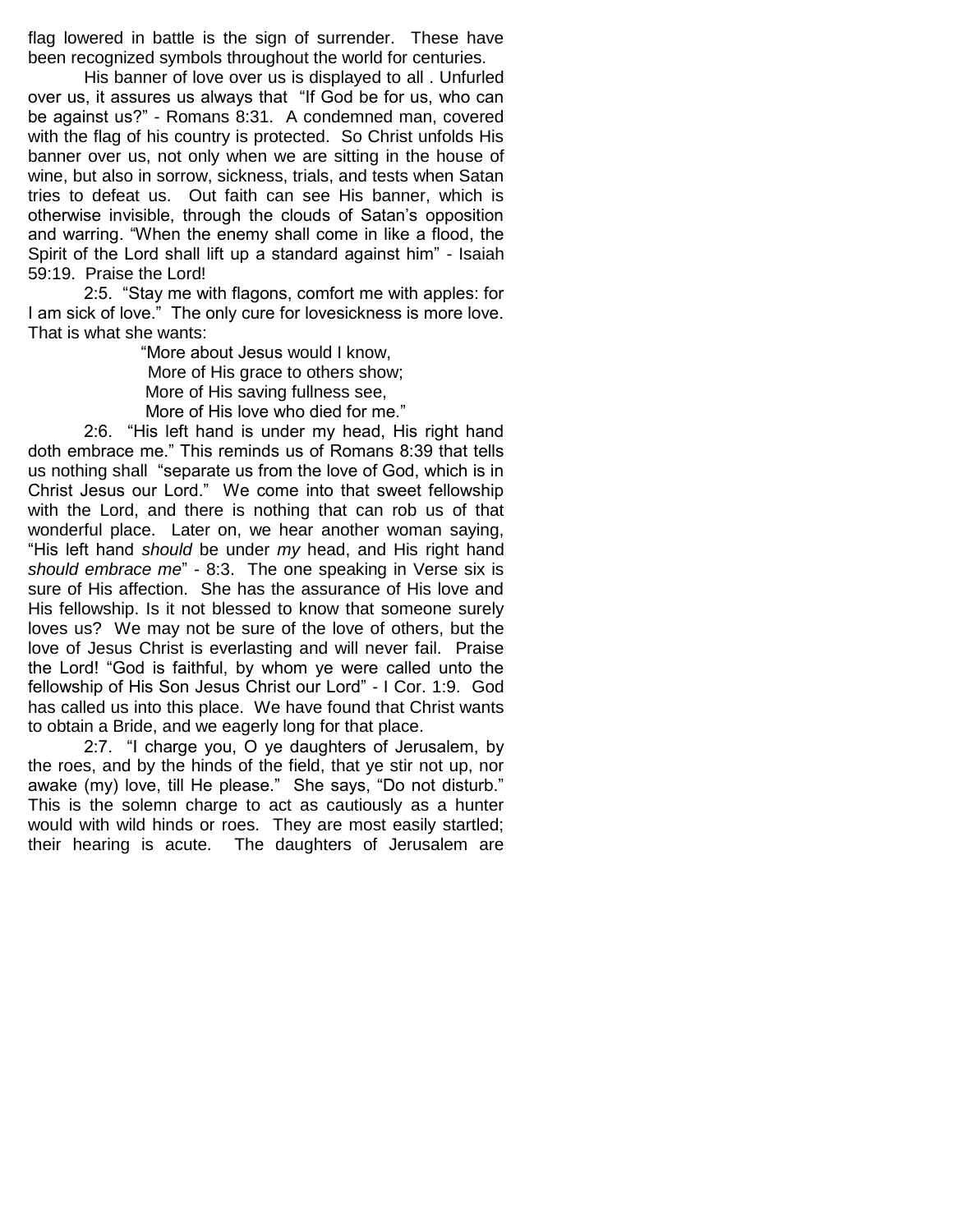flag lowered in battle is the sign of surrender. These have been recognized symbols throughout the world for centuries.

His banner of love over us is displayed to all . Unfurled over us, it assures us always that "If God be for us, who can be against us?" - Romans 8:31. A condemned man, covered with the flag of his country is protected. So Christ unfolds His banner over us, not only when we are sitting in the house of wine, but also in sorrow, sickness, trials, and tests when Satan tries to defeat us. Out faith can see His banner, which is otherwise invisible, through the clouds of Satan's opposition and warring. "When the enemy shall come in like a flood, the Spirit of the Lord shall lift up a standard against him" - Isaiah 59:19. Praise the Lord!

2:5. "Stay me with flagons, comfort me with apples: for I am sick of love." The only cure for lovesickness is more love. That is what she wants:

"More about Jesus would I know,
More of His grace to others show;
More of His saving fullness see,
More of His love who died for me."

2:6. "His left hand is under my head, His right hand doth embrace me." This reminds us of Romans 8:39 that tells us nothing shall "separate us from the love of God, which is in Christ Jesus our Lord." We come into that sweet fellowship with the Lord, and there is nothing that can rob us of that wonderful place. Later on, we hear another woman saying, "His left hand *should* be under *my* head, and His right hand *should embrace me*" - 8:3. The one speaking in Verse six is sure of His affection. She has the assurance of His love and His fellowship. Is it not blessed to know that someone surely loves us? We may not be sure of the love of others, but the love of Jesus Christ is everlasting and will never fail. Praise the Lord! "God is faithful, by whom ye were called unto the fellowship of His Son Jesus Christ our Lord" - I Cor. 1:9. God has called us into this place. We have found that Christ wants to obtain a Bride, and we eagerly long for that place.

2:7. "I charge you, O ye daughters of Jerusalem, by the roes, and by the hinds of the field, that ye stir not up, nor awake (my) love, till He please." She says, "Do not disturb." This is the solemn charge to act as cautiously as a hunter would with wild hinds or roes. They are most easily startled; their hearing is acute. The daughters of Jerusalem are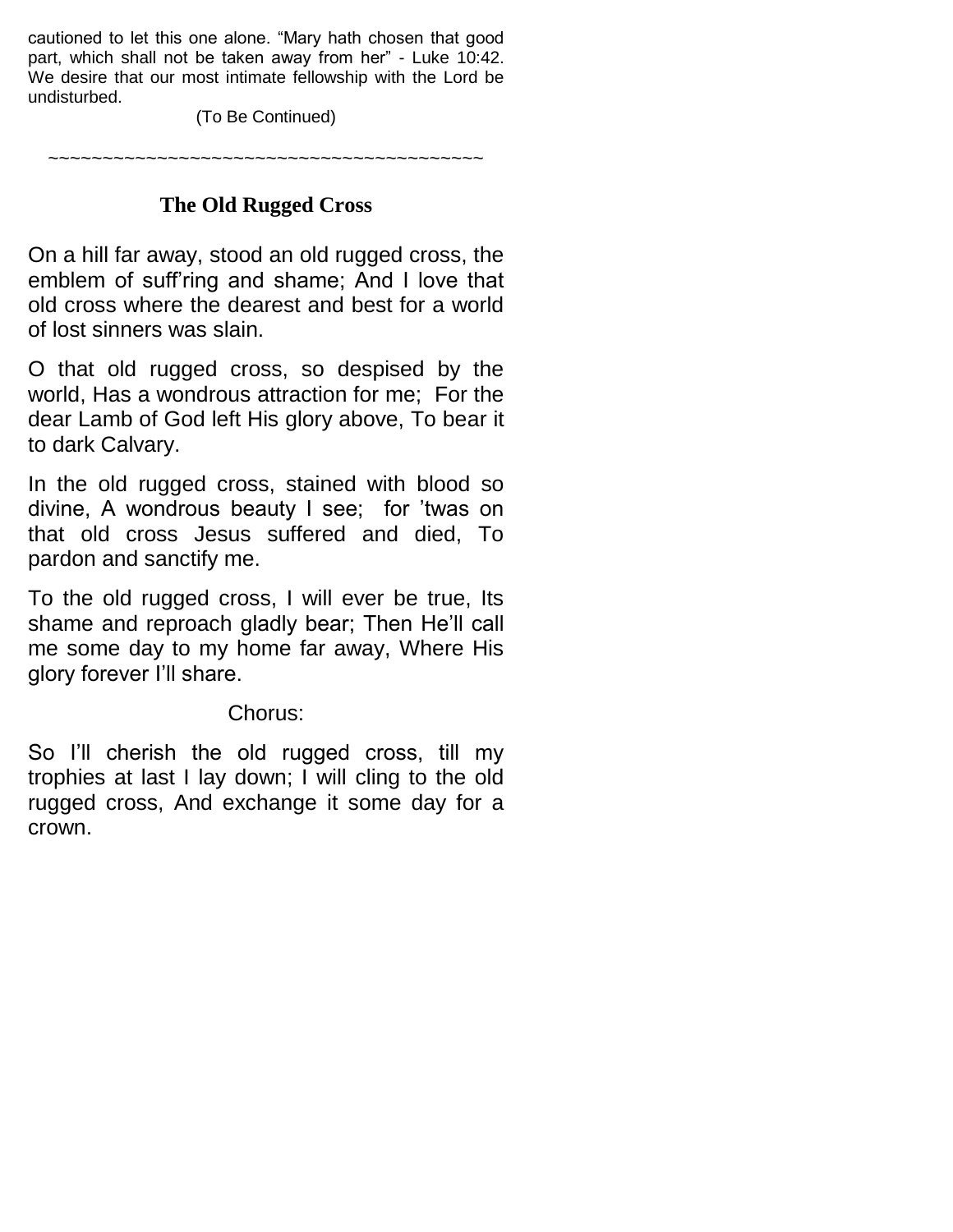cautioned to let this one alone. “Mary hath chosen that good part, which shall not be taken away from her” - Luke 10:42. We desire that our most intimate fellowship with the Lord be undisturbed.

(To Be Continued)

~~~~~~~~~~~~~~~~~~~~~~~~~~~~~~~~~~~~~~~~~~

## The Old Rugged Cross

On a hill far away, stood an old rugged cross, the emblem of suff’ring and shame; And I love that old cross where the dearest and best for a world of lost sinners was slain.

O that old rugged cross, so despised by the world, Has a wondrous attraction for me; For the dear Lamb of God left His glory above, To bear it to dark Calvary.

In the old rugged cross, stained with blood so divine, A wondrous beauty I see; for ’twas on that old cross Jesus suffered and died, To pardon and sanctify me.

To the old rugged cross, I will ever be true, Its shame and reproach gladly bear; Then He’ll call me some day to my home far away, Where His glory forever I’ll share.

Chorus:

So I’ll cherish the old rugged cross, till my trophies at last I lay down; I will cling to the old rugged cross, And exchange it some day for a crown.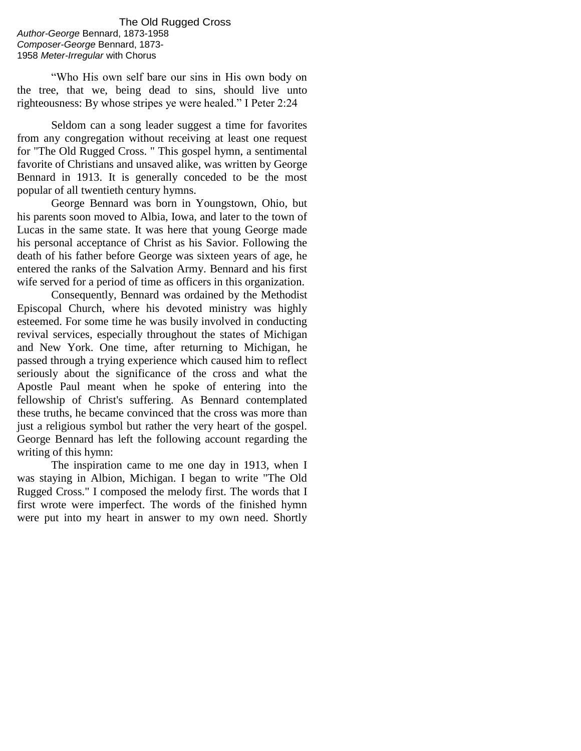# The Old Rugged Cross

*Author-George* Bennard, 1873-1958
*Composer-George* Bennard, 1873-1958 *Meter-Irregular* with Chorus

"Who His own self bare our sins in His own body on the tree, that we, being dead to sins, should live unto righteousness: By whose stripes ye were healed." I Peter 2:24

Seldom can a song leader suggest a time for favorites from any congregation without receiving at least one request for "The Old Rugged Cross. " This gospel hymn, a sentimental favorite of Christians and unsaved alike, was written by George Bennard in 1913. It is generally conceded to be the most popular of all twentieth century hymns.

George Bennard was born in Youngstown, Ohio, but his parents soon moved to Albia, Iowa, and later to the town of Lucas in the same state. It was here that young George made his personal acceptance of Christ as his Savior. Following the death of his father before George was sixteen years of age, he entered the ranks of the Salvation Army. Bennard and his first wife served for a period of time as officers in this organization.

Consequently, Bennard was ordained by the Methodist Episcopal Church, where his devoted ministry was highly esteemed. For some time he was busily involved in conducting revival services, especially throughout the states of Michigan and New York. One time, after returning to Michigan, he passed through a trying experience which caused him to reflect seriously about the significance of the cross and what the Apostle Paul meant when he spoke of entering into the fellowship of Christ's suffering. As Bennard contemplated these truths, he became convinced that the cross was more than just a religious symbol but rather the very heart of the gospel. George Bennard has left the following account regarding the writing of this hymn:

The inspiration came to me one day in 1913, when I was staying in Albion, Michigan. I began to write "The Old Rugged Cross." I composed the melody first. The words that I first wrote were imperfect. The words of the finished hymn were put into my heart in answer to my own need. Shortly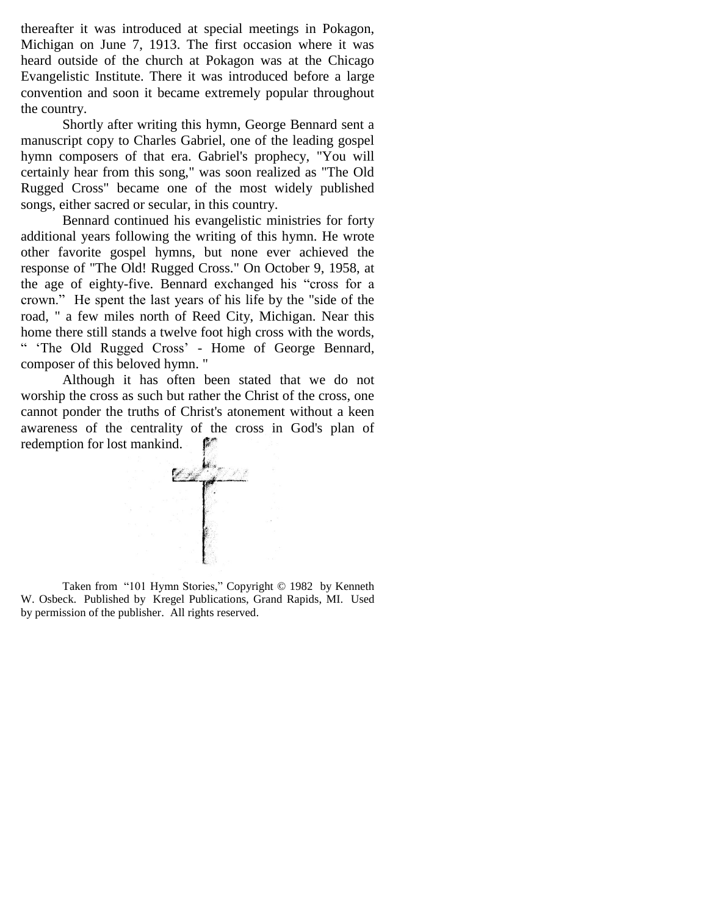thereafter it was introduced at special meetings in Pokagon, Michigan on June 7, 1913. The first occasion where it was heard outside of the church at Pokagon was at the Chicago Evangelistic Institute. There it was introduced before a large convention and soon it became extremely popular throughout the country.

Shortly after writing this hymn, George Bennard sent a manuscript copy to Charles Gabriel, one of the leading gospel hymn composers of that era. Gabriel's prophecy, "You will certainly hear from this song," was soon realized as "The Old Rugged Cross" became one of the most widely published songs, either sacred or secular, in this country.

Bennard continued his evangelistic ministries for forty additional years following the writing of this hymn. He wrote other favorite gospel hymns, but none ever achieved the response of "The Old! Rugged Cross." On October 9, 1958, at the age of eighty-five. Bennard exchanged his "cross for a crown." He spent the last years of his life by the "side of the road, " a few miles north of Reed City, Michigan. Near this home there still stands a twelve foot high cross with the words, " 'The Old Rugged Cross' - Home of George Bennard, composer of this beloved hymn. "

Although it has often been stated that we do not worship the cross as such but rather the Christ of the cross, one cannot ponder the truths of Christ's atonement without a keen awareness of the centrality of the cross in God's plan of redemption for lost mankind.

Taken from "101 Hymn Stories," Copyright © 1982 by Kenneth W. Osbeck. Published by Kregel Publications, Grand Rapids, MI. Used by permission of the publisher. All rights reserved.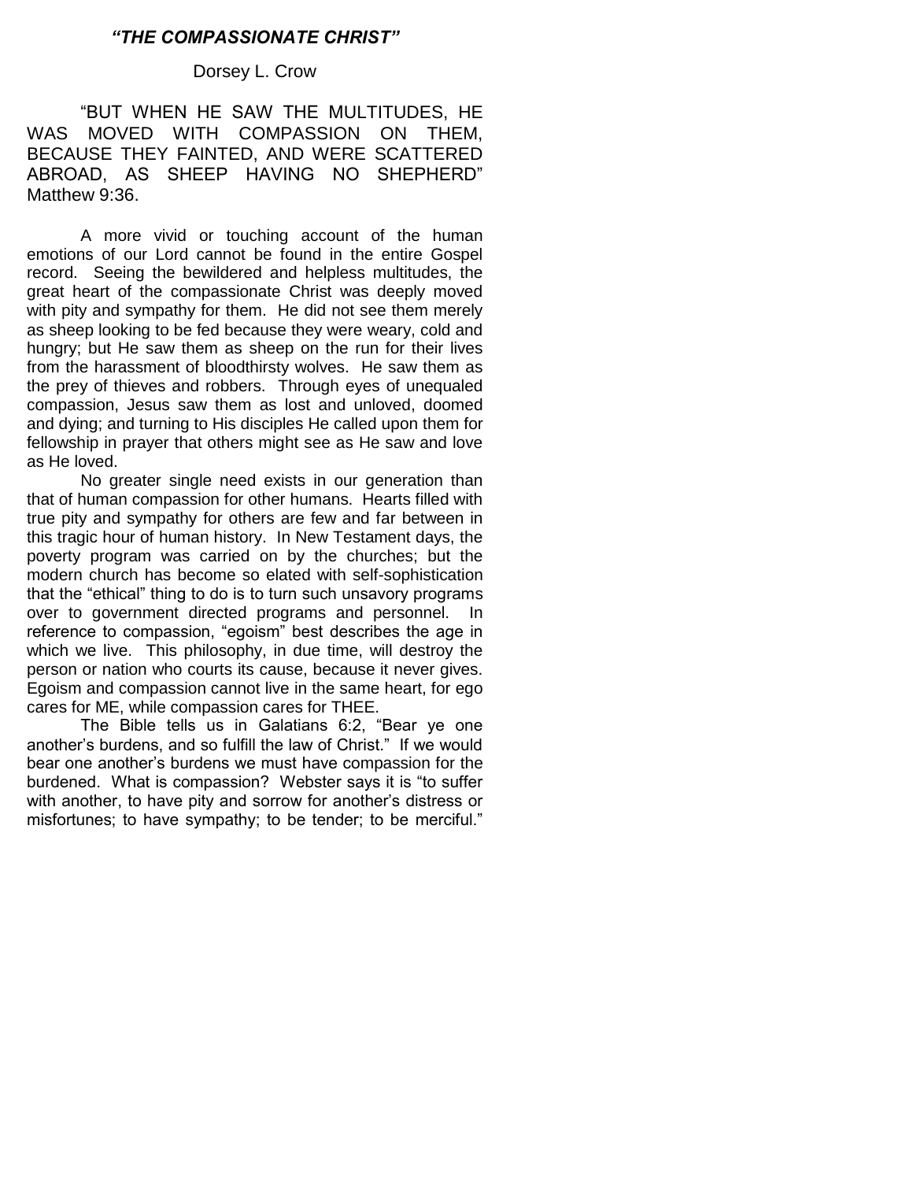# *"THE COMPASSIONATE CHRIST"*

Dorsey L. Crow

"BUT WHEN HE SAW THE MULTITUDES, HE WAS MOVED WITH COMPASSION ON THEM, BECAUSE THEY FAINTED, AND WERE SCATTERED ABROAD, AS SHEEP HAVING NO SHEPHERD" Matthew 9:36.

A more vivid or touching account of the human emotions of our Lord cannot be found in the entire Gospel record. Seeing the bewildered and helpless multitudes, the great heart of the compassionate Christ was deeply moved with pity and sympathy for them. He did not see them merely as sheep looking to be fed because they were weary, cold and hungry; but He saw them as sheep on the run for their lives from the harassment of bloodthirsty wolves. He saw them as the prey of thieves and robbers. Through eyes of unequaled compassion, Jesus saw them as lost and unloved, doomed and dying; and turning to His disciples He called upon them for fellowship in prayer that others might see as He saw and love as He loved.

No greater single need exists in our generation than that of human compassion for other humans. Hearts filled with true pity and sympathy for others are few and far between in this tragic hour of human history. In New Testament days, the poverty program was carried on by the churches; but the modern church has become so elated with self-sophistication that the "ethical" thing to do is to turn such unsavory programs over to government directed programs and personnel. In reference to compassion, "egoism" best describes the age in which we live. This philosophy, in due time, will destroy the person or nation who courts its cause, because it never gives. Egoism and compassion cannot live in the same heart, for ego cares for ME, while compassion cares for THEE.

The Bible tells us in Galatians 6:2, "Bear ye one another's burdens, and so fulfill the law of Christ." If we would bear one another's burdens we must have compassion for the burdened. What is compassion? Webster says it is "to suffer with another, to have pity and sorrow for another's distress or misfortunes; to have sympathy; to be tender; to be merciful."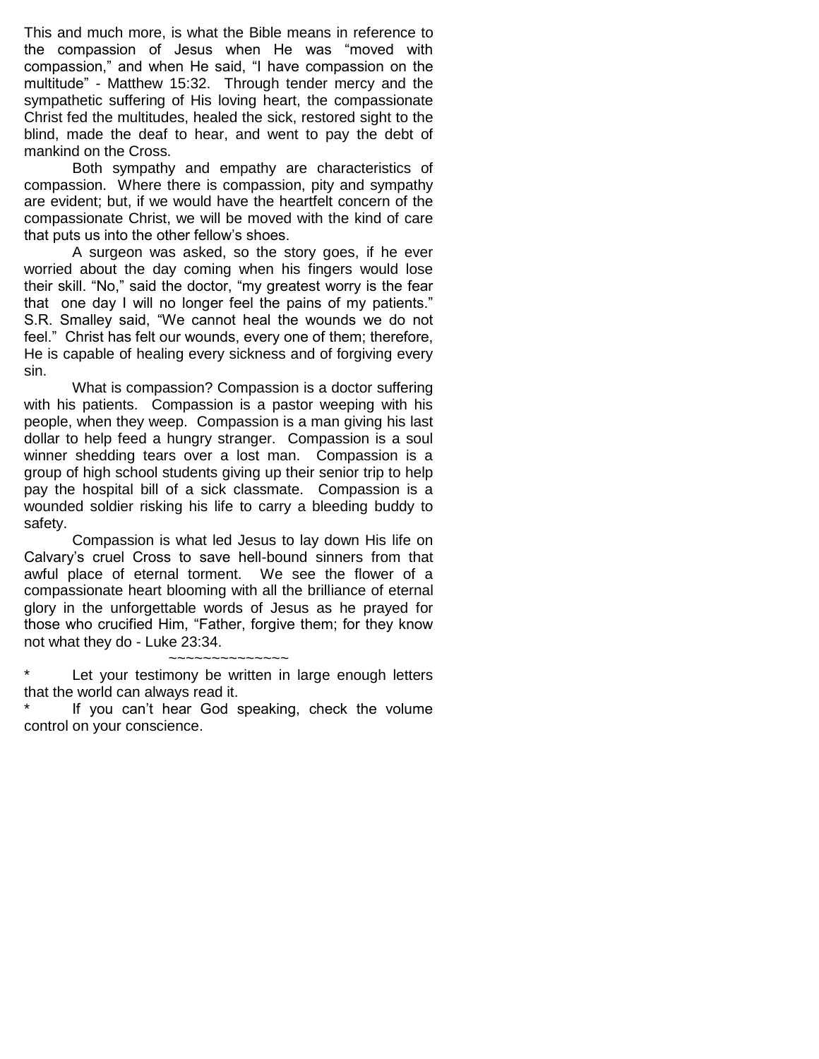This and much more, is what the Bible means in reference to the compassion of Jesus when He was "moved with compassion," and when He said, "I have compassion on the multitude" - Matthew 15:32. Through tender mercy and the sympathetic suffering of His loving heart, the compassionate Christ fed the multitudes, healed the sick, restored sight to the blind, made the deaf to hear, and went to pay the debt of mankind on the Cross.

Both sympathy and empathy are characteristics of compassion. Where there is compassion, pity and sympathy are evident; but, if we would have the heartfelt concern of the compassionate Christ, we will be moved with the kind of care that puts us into the other fellow's shoes.

A surgeon was asked, so the story goes, if he ever worried about the day coming when his fingers would lose their skill. "No," said the doctor, "my greatest worry is the fear that one day I will no longer feel the pains of my patients." S.R. Smalley said, "We cannot heal the wounds we do not feel." Christ has felt our wounds, every one of them; therefore, He is capable of healing every sickness and of forgiving every sin.

What is compassion? Compassion is a doctor suffering with his patients. Compassion is a pastor weeping with his people, when they weep. Compassion is a man giving his last dollar to help feed a hungry stranger. Compassion is a soul winner shedding tears over a lost man. Compassion is a group of high school students giving up their senior trip to help pay the hospital bill of a sick classmate. Compassion is a wounded soldier risking his life to carry a bleeding buddy to safety.

Compassion is what led Jesus to lay down His life on Calvary's cruel Cross to save hell-bound sinners from that awful place of eternal torment. We see the flower of a compassionate heart blooming with all the brilliance of eternal glory in the unforgettable words of Jesus as he prayed for those who crucified Him, "Father, forgive them; for they know not what they do - Luke 23:34.

~~~~~~~~~~~~~~

* Let your testimony be written in large enough letters that the world can always read it.

* If you can't hear God speaking, check the volume control on your conscience.